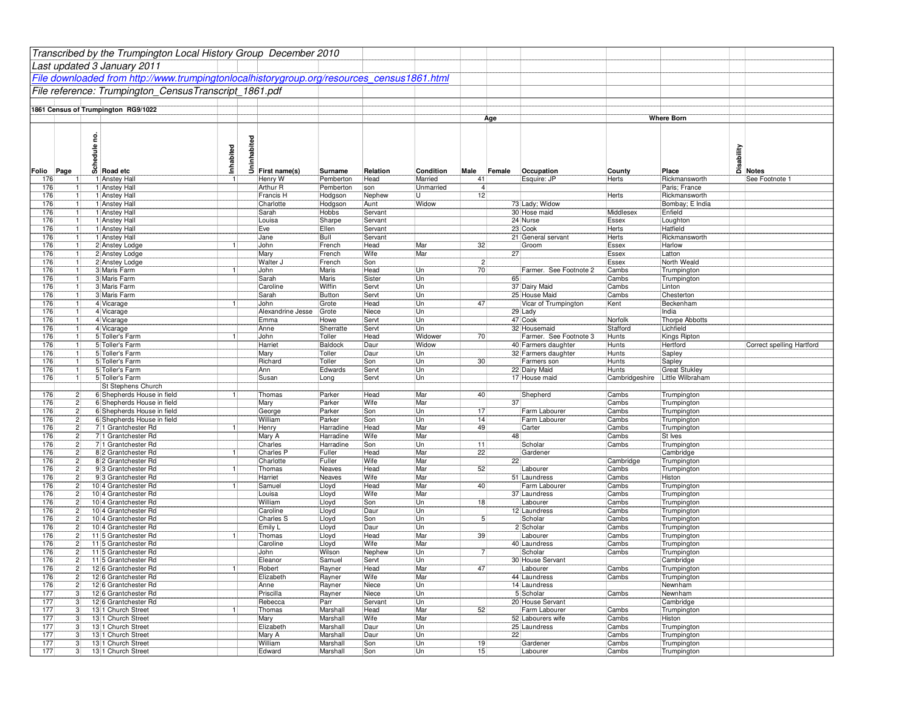*Transcribed by the Trumpington Local History Group December 2010*

*Last updated 3 January 2011*

*File downloaded from http://www.trumpingtonlocalhistorygroup.org/resources_census1861.html*

*File reference: Trumpington_CensusTranscript_1861.pdf*

**1861 Census of Trumpington RG9/1022**

| Folio | Page | Schedule no. | Road etc | Inhabited | Uninhabited | First name(s) | Surname | Relation | Condition | Age Male | Age Female | Occupation | Where Born County | Where Born Place | Disability | Notes |
|---|---|---|---|---|---|---|---|---|---|---|---|---|---|---|---|---|
| 176 | 1 | 1 | Anstey Hall | 1 | | Henry W | Pemberton | Head | Married | 41 | | Esquire: JP | Herts | Rickmansworth | | See Footnote 1 |
| 176 | 1 | 1 | Anstey Hall | | | Arthur R | Pemberton | son | Unmarried | 4 | | | | Paris; France | | |
| 176 | 1 | 1 | Anstey Hall | | | Francis H | Hodgson | Nephew | U | 12 | | | Herts | Rickmansworth | | |
| 176 | 1 | 1 | Anstey Hall | | | Charlotte | Hodgson | Aunt | Widow | | 73 | Lady; Widow | | Bombay; E India | | |
| 176 | 1 | 1 | Anstey Hall | | | Sarah | Hobbs | Servant | | | 30 | Hose maid | Middlesex | Enfield | | |
| 176 | 1 | 1 | Anstey Hall | | | Louisa | Sharpe | Servant | | | 24 | Nurse | Essex | Loughton | | |
| 176 | 1 | 1 | Anstey Hall | | | Eve | Ellen | Servant | | | 23 | Cook | Herts | Hatfield | | |
| 176 | 1 | 1 | Anstey Hall | | | Jane | Bull | Servant | | | 21 | General servant | Herts | Rickmansworth | | |
| 176 | 1 | 2 | Anstey Lodge | 1 | | John | French | Head | Mar | 32 | | Groom | Essex | Harlow | | |
| 176 | 1 | 2 | Anstey Lodge | | | Mary | French | Wife | Mar | | 27 | | Essex | Latton | | |
| 176 | 1 | 2 | Anstey Lodge | | | Walter J | French | Son | | 2 | | | Essex | North Weald | | |
| 176 | 1 | 3 | Maris Farm | 1 | | John | Maris | Head | Un | 70 | | Farmer. See Footnote 2 | Cambs | Trumpington | | |
| 176 | 1 | 3 | Maris Farm | | | Sarah | Maris | Sister | Un | | 65 | | Cambs | Trumpington | | |
| 176 | 1 | 3 | Maris Farm | | | Caroline | Wiffin | Servt | Un | | 37 | Dairy Maid | Cambs | Linton | | |
| 176 | 1 | 3 | Maris Farm | | | Sarah | Button | Servt | Un | | 25 | House Maid | Cambs | Chesterton | | |
| 176 | 1 | 4 | Vicarage | 1 | | John | Grote | Head | Un | 47 | | Vicar of Trumpington | Kent | Beckenham | | |
| 176 | 1 | 4 | Vicarage | | | Alexandrine Jesse | Grote | Niece | Un | | 29 | Lady | | India | | |
| 176 | 1 | 4 | Vicarage | | | Emma | Howe | Servt | Un | | 47 | Cook | Norfolk | Thorpe Abbotts | | |
| 176 | 1 | 4 | Vicarage | | | Anne | Sherratte | Servt | Un | | 32 | Housemaid | Stafford | Lichfield | | |
| 176 | 1 | 5 | Toller's Farm | 1 | | John | Toller | Head | Widower | 70 | | Farmer. See Footnote 3 | Hunts | Kings Ripton | | |
| 176 | 1 | 5 | Toller's Farm | | | Harriet | Baldock | Daur | Widow | | 40 | Farmers daughter | Hunts | Hertford | | Correct spelling Hartford |
| 176 | 1 | 5 | Toller's Farm | | | Mary | Toller | Daur | Un | | 32 | Farmers daughter | Hunts | Sapley | | |
| 176 | 1 | 5 | Toller's Farm | | | Richard | Toller | Son | Un | 30 | | Farmers son | Hunts | Sapley | | |
| 176 | 1 | 5 | Toller's Farm | | | Ann | Edwards | Servt | Un | | 22 | Dairy Maid | Hunts | Great Stukley | | |
| 176 | 1 | 5 | Toller's Farm | | | Susan | Long | Servt | Un | | 17 | House maid | Cambridgeshire | Little Wilbraham | | |
| | | | St Stephens Church | | | | | | | | | | | | | |
| 176 | 2 | 6 | Shepherds House in field | 1 | | Thomas | Parker | Head | Mar | 40 | | Shepherd | Cambs | Trumpington | | |
| 176 | 2 | 6 | Shepherds House in field | | | Mary | Parker | Wife | Mar | | 37 | | Cambs | Trumpington | | |
| 176 | 2 | 6 | Shepherds House in field | | | George | Parker | Son | Un | 17 | | Farm Labourer | Cambs | Trumpington | | |
| 176 | 2 | 6 | Shepherds House in field | | | William | Parker | Son | Un | 14 | | Farm Labourer | Cambs | Trumpington | | |
| 176 | 2 | 7 | 1 Grantchester Rd | 1 | | Henry | Harradine | Head | Mar | 49 | | Carter | Cambs | Trumpington | | |
| 176 | 2 | 7 | 1 Grantchester Rd | | | Mary A | Harradine | Wife | Mar | | 48 | | Cambs | St Ives | | |
| 176 | 2 | 7 | 1 Grantchester Rd | | | Charles | Harradine | Son | Un | 11 | | Scholar | Cambs | Trumpington | | |
| 176 | 2 | 8 | 2 Grantchester Rd | 1 | | Charles P | Fuller | Head | Mar | 22 | | Gardener | | Cambridge | | |
| 176 | 2 | 8 | 2 Grantchester Rd | | | Charlotte | Fuller | Wife | Mar | | 22 | | Cambridge | Trumpington | | |
| 176 | 2 | 9 | 3 Grantchester Rd | 1 | | Thomas | Neaves | Head | Mar | 52 | | Labourer | Cambs | Trumpington | | |
| 176 | 2 | 9 | 3 Grantchester Rd | | | Harriet | Neaves | Wife | Mar | | 51 | Laundress | Cambs | Histon | | |
| 176 | 2 | 10 | 4 Grantchester Rd | 1 | | Samuel | Lloyd | Head | Mar | 40 | | Farm Labourer | Cambs | Trumpington | | |
| 176 | 2 | 10 | 4 Grantchester Rd | | | Louisa | Lloyd | Wife | Mar | | 37 | Laundress | Cambs | Trumpington | | |
| 176 | 2 | 10 | 4 Grantchester Rd | | | William | Lloyd | Son | Un | 18 | | Labourer | Cambs | Trumpington | | |
| 176 | 2 | 10 | 4 Grantchester Rd | | | Caroline | Lloyd | Daur | Un | | 12 | Laundress | Cambs | Trumpington | | |
| 176 | 2 | 10 | 4 Grantchester Rd | | | Charles S | Lloyd | Son | Un | 5 | | Scholar | Cambs | Trumpington | | |
| 176 | 2 | 10 | 4 Grantchester Rd | | | Emily L | Lloyd | Daur | Un | | 2 | Scholar | Cambs | Trumpington | | |
| 176 | 2 | 11 | 5 Grantchester Rd | 1 | | Thomas | Lloyd | Head | Mar | 39 | | Labourer | Cambs | Trumpington | | |
| 176 | 2 | 11 | 5 Grantchester Rd | | | Caroline | Lloyd | Wife | Mar | | 40 | Laundress | Cambs | Trumpington | | |
| 176 | 2 | 11 | 5 Grantchester Rd | | | John | Wilson | Nephew | Un | 7 | | Scholar | Cambs | Trumpington | | |
| 176 | 2 | 11 | 5 Grantchester Rd | | | Eleanor | Samuel | Servt | Un | | 30 | House Servant | | Cambridge | | |
| 176 | 2 | 12 | 6 Grantchester Rd | 1 | | Robert | Rayner | Head | Mar | 47 | | Labourer | Cambs | Trumpington | | |
| 176 | 2 | 12 | 6 Grantchester Rd | | | Elizabeth | Rayner | Wife | Mar | | 44 | Laundress | Cambs | Trumpington | | |
| 176 | 2 | 12 | 6 Grantchester Rd | | | Anne | Rayner | Niece | Un | | 14 | Laundress | | Newnham | | |
| 177 | 3 | 12 | 6 Grantchester Rd | | | Priscilla | Rayner | Niece | Un | | 5 | Scholar | Cambs | Newnham | | |
| 177 | 3 | 12 | 6 Grantchester Rd | | | Rebecca | Parr | Servant | Un | | 20 | House Servant | | Cambridge | | |
| 177 | 3 | 13 | 1 Church Street | 1 | | Thomas | Marshall | Head | Mar | 52 | | Farm Labourer | Cambs | Trumpington | | |
| 177 | 3 | 13 | 1 Church Street | | | Mary | Marshall | Wife | Mar | | 52 | Labourers wife | Cambs | Histon | | |
| 177 | 3 | 13 | 1 Church Street | | | Elizabeth | Marshall | Daur | Un | | 25 | Laundress | Cambs | Trumpington | | |
| 177 | 3 | 13 | 1 Church Street | | | Mary A | Marshall | Daur | Un | | 22 | | Cambs | Trumpington | | |
| 177 | 3 | 13 | 1 Church Street | | | William | Marshall | Son | Un | 19 | | Gardener | Cambs | Trumpington | | |
| 177 | 3 | 13 | 1 Church Street | | | Edward | Marshall | Son | Un | 15 | | Labourer | Cambs | Trumpington | | |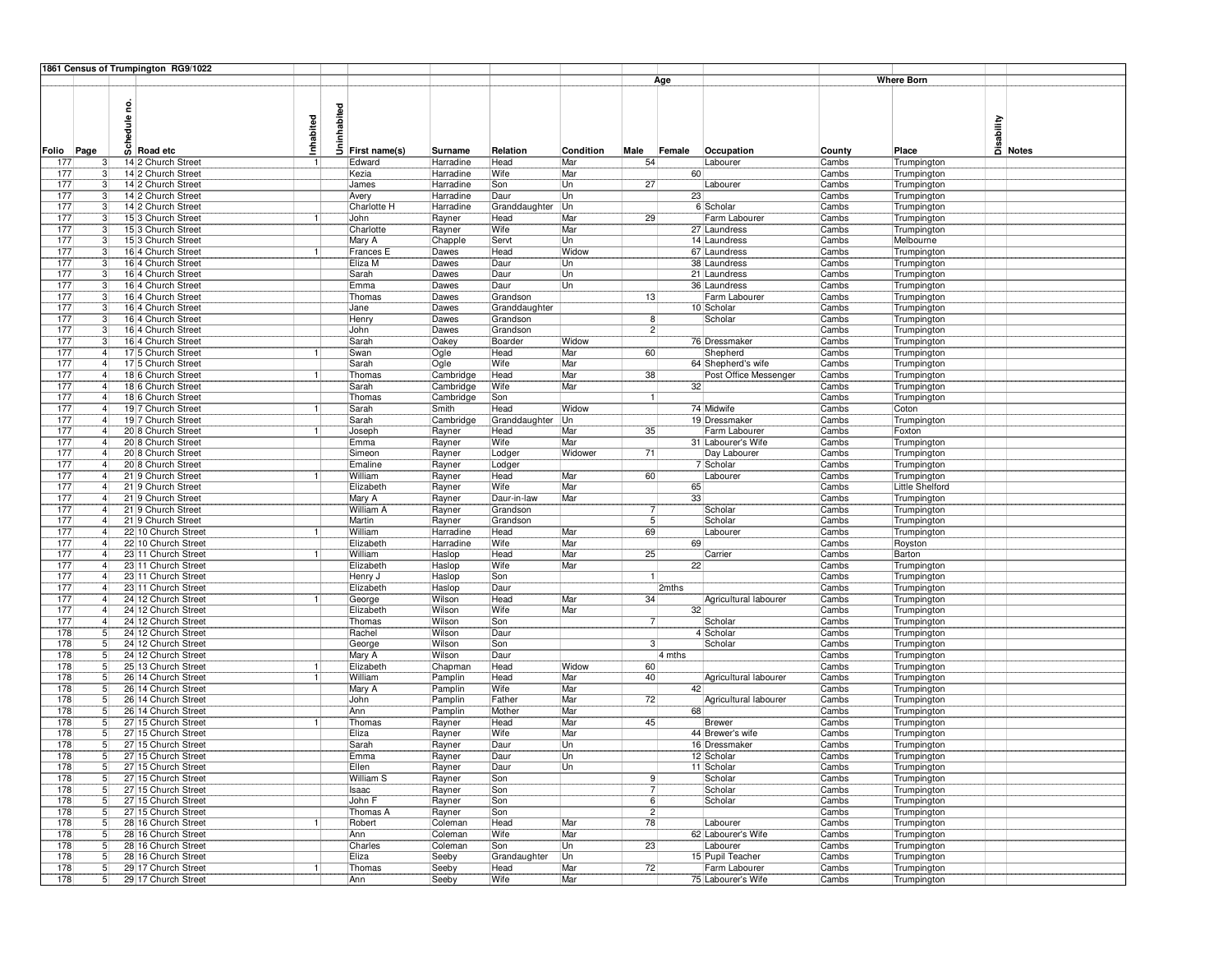1861 Census of Trumpington RG9/1022

| Folio | Page | Schedule no. | Road etc | Inhabited | Uninhabited | First name(s) | Surname | Relation | Condition | Age Male | Age Female | Occupation | Where Born County | Where Born Place | Disability | Notes |
|---|---|---|---|---|---|---|---|---|---|---|---|---|---|---|---|---|
| 177 | 3 | 14 | 2 Church Street | 1 | | Edward | Harradine | Head | Mar | 54 | | Labourer | Cambs | Trumpington | | |
| 177 | 3 | 14 | 2 Church Street | | | Kezia | Harradine | Wife | Mar | | 60 | | Cambs | Trumpington | | |
| 177 | 3 | 14 | 2 Church Street | | | James | Harradine | Son | Un | 27 | | Labourer | Cambs | Trumpington | | |
| 177 | 3 | 14 | 2 Church Street | | | Avery | Harradine | Daur | Un | | 23 | | Cambs | Trumpington | | |
| 177 | 3 | 14 | 2 Church Street | | | Charlotte H | Harradine | Granddaughter | Un | | 6 | Scholar | Cambs | Trumpington | | |
| 177 | 3 | 15 | 3 Church Street | 1 | | John | Rayner | Head | Mar | 29 | | Farm Labourer | Cambs | Trumpington | | |
| 177 | 3 | 15 | 3 Church Street | | | Charlotte | Rayner | Wife | Mar | | 27 | Laundress | Cambs | Trumpington | | |
| 177 | 3 | 15 | 3 Church Street | | | Mary A | Chapple | Servt | Un | | 14 | Laundress | Cambs | Melbourne | | |
| 177 | 3 | 16 | 4 Church Street | 1 | | Frances E | Dawes | Head | Widow | | 67 | Laundress | Cambs | Trumpington | | |
| 177 | 3 | 16 | 4 Church Street | | | Eliza M | Dawes | Daur | Un | | 38 | Laundress | Cambs | Trumpington | | |
| 177 | 3 | 16 | 4 Church Street | | | Sarah | Dawes | Daur | Un | | 21 | Laundress | Cambs | Trumpington | | |
| 177 | 3 | 16 | 4 Church Street | | | Emma | Dawes | Daur | Un | | 36 | Laundress | Cambs | Trumpington | | |
| 177 | 3 | 16 | 4 Church Street | | | Thomas | Dawes | Grandson | | 13 | | Farm Labourer | Cambs | Trumpington | | |
| 177 | 3 | 16 | 4 Church Street | | | Jane | Dawes | Granddaughter | | | 10 | Scholar | Cambs | Trumpington | | |
| 177 | 3 | 16 | 4 Church Street | | | Henry | Dawes | Grandson | | 8 | | Scholar | Cambs | Trumpington | | |
| 177 | 3 | 16 | 4 Church Street | | | John | Dawes | Grandson | | 2 | | | Cambs | Trumpington | | |
| 177 | 3 | 16 | 4 Church Street | | | Sarah | Oakey | Boarder | Widow | | 76 | Dressmaker | Cambs | Trumpington | | |
| 177 | 4 | 17 | 5 Church Street | 1 | | Swan | Ogle | Head | Mar | 60 | | Shepherd | Cambs | Trumpington | | |
| 177 | 4 | 17 | 5 Church Street | | | Sarah | Ogle | Wife | Mar | | 64 | Shepherd's wife | Cambs | Trumpington | | |
| 177 | 4 | 18 | 6 Church Street | 1 | | Thomas | Cambridge | Head | Mar | 38 | | Post Office Messenger | Cambs | Trumpington | | |
| 177 | 4 | 18 | 6 Church Street | | | Sarah | Cambridge | Wife | Mar | | 32 | | Cambs | Trumpington | | |
| 177 | 4 | 18 | 6 Church Street | | | Thomas | Cambridge | Son | | 1 | | | Cambs | Trumpington | | |
| 177 | 4 | 19 | 7 Church Street | 1 | | Sarah | Smith | Head | Widow | | 74 | Midwife | Cambs | Coton | | |
| 177 | 4 | 19 | 7 Church Street | | | Sarah | Cambridge | Granddaughter | Un | | 19 | Dressmaker | Cambs | Trumpington | | |
| 177 | 4 | 20 | 8 Church Street | 1 | | Joseph | Rayner | Head | Mar | 35 | | Farm Labourer | Cambs | Foxton | | |
| 177 | 4 | 20 | 8 Church Street | | | Emma | Rayner | Wife | Mar | | 31 | Labourer's Wife | Cambs | Trumpington | | |
| 177 | 4 | 20 | 8 Church Street | | | Simeon | Rayner | Lodger | Widower | 71 | | Day Labourer | Cambs | Trumpington | | |
| 177 | 4 | 20 | 8 Church Street | | | Emaline | Rayner | Lodger | | | 7 | Scholar | Cambs | Trumpington | | |
| 177 | 4 | 21 | 9 Church Street | 1 | | William | Rayner | Head | Mar | 60 | | Labourer | Cambs | Trumpington | | |
| 177 | 4 | 21 | 9 Church Street | | | Elizabeth | Rayner | Wife | Mar | | 65 | | Cambs | Little Shelford | | |
| 177 | 4 | 21 | 9 Church Street | | | Mary A | Rayner | Daur-in-law | Mar | | 33 | | Cambs | Trumpington | | |
| 177 | 4 | 21 | 9 Church Street | | | William A | Rayner | Grandson | | 7 | | Scholar | Cambs | Trumpington | | |
| 177 | 4 | 21 | 9 Church Street | | | Martin | Rayner | Grandson | | 5 | | Scholar | Cambs | Trumpington | | |
| 177 | 4 | 22 | 10 Church Street | 1 | | William | Harradine | Head | Mar | 69 | | Labourer | Cambs | Trumpington | | |
| 177 | 4 | 22 | 10 Church Street | | | Elizabeth | Harradine | Wife | Mar | | 69 | | Cambs | Royston | | |
| 177 | 4 | 23 | 11 Church Street | 1 | | William | Haslop | Head | Mar | 25 | | Carrier | Cambs | Barton | | |
| 177 | 4 | 23 | 11 Church Street | | | Elizabeth | Haslop | Wife | Mar | | 22 | | Cambs | Trumpington | | |
| 177 | 4 | 23 | 11 Church Street | | | Henry J | Haslop | Son | | 1 | | | Cambs | Trumpington | | |
| 177 | 4 | 23 | 11 Church Street | | | Elizabeth | Haslop | Daur | | | 2mths | | Cambs | Trumpington | | |
| 177 | 4 | 24 | 12 Church Street | 1 | | George | Wilson | Head | Mar | 34 | | Agricultural labourer | Cambs | Trumpington | | |
| 177 | 4 | 24 | 12 Church Street | | | Elizabeth | Wilson | Wife | Mar | | 32 | | Cambs | Trumpington | | |
| 177 | 4 | 24 | 12 Church Street | | | Thomas | Wilson | Son | | 7 | | Scholar | Cambs | Trumpington | | |
| 178 | 5 | 24 | 12 Church Street | | | Rachel | Wilson | Daur | | | 4 | Scholar | Cambs | Trumpington | | |
| 178 | 5 | 24 | 12 Church Street | | | George | Wilson | Son | | 3 | | Scholar | Cambs | Trumpington | | |
| 178 | 5 | 24 | 12 Church Street | | | Mary A | Wilson | Daur | | | 4 mths | | Cambs | Trumpington | | |
| 178 | 5 | 25 | 13 Church Street | 1 | | Elizabeth | Chapman | Head | Widow | | 60 | | Cambs | Trumpington | | |
| 178 | 5 | 26 | 14 Church Street | 1 | | William | Pamplin | Head | Mar | 40 | | Agricultural labourer | Cambs | Trumpington | | |
| 178 | 5 | 26 | 14 Church Street | | | Mary A | Pamplin | Wife | Mar | | 42 | | Cambs | Trumpington | | |
| 178 | 5 | 26 | 14 Church Street | | | John | Pamplin | Father | Mar | 72 | | Agricultural labourer | Cambs | Trumpington | | |
| 178 | 5 | 26 | 14 Church Street | | | Ann | Pamplin | Mother | Mar | | 68 | | Cambs | Trumpington | | |
| 178 | 5 | 27 | 15 Church Street | 1 | | Thomas | Rayner | Head | Mar | 45 | | Brewer | Cambs | Trumpington | | |
| 178 | 5 | 27 | 15 Church Street | | | Eliza | Rayner | Wife | Mar | | 44 | Brewer's wife | Cambs | Trumpington | | |
| 178 | 5 | 27 | 15 Church Street | | | Sarah | Rayner | Daur | Un | | 16 | Dressmaker | Cambs | Trumpington | | |
| 178 | 5 | 27 | 15 Church Street | | | Emma | Rayner | Daur | Un | | 12 | Scholar | Cambs | Trumpington | | |
| 178 | 5 | 27 | 15 Church Street | | | Ellen | Rayner | Daur | Un | | 11 | Scholar | Cambs | Trumpington | | |
| 178 | 5 | 27 | 15 Church Street | | | William S | Rayner | Son | | 9 | | Scholar | Cambs | Trumpington | | |
| 178 | 5 | 27 | 15 Church Street | | | Isaac | Rayner | Son | | 7 | | Scholar | Cambs | Trumpington | | |
| 178 | 5 | 27 | 15 Church Street | | | John F | Rayner | Son | | 6 | | Scholar | Cambs | Trumpington | | |
| 178 | 5 | 27 | 15 Church Street | | | Thomas A | Rayner | Son | | 2 | | | Cambs | Trumpington | | |
| 178 | 5 | 28 | 16 Church Street | 1 | | Robert | Coleman | Head | Mar | 78 | | Labourer | Cambs | Trumpington | | |
| 178 | 5 | 28 | 16 Church Street | | | Ann | Coleman | Wife | Mar | | 62 | Labourer's Wife | Cambs | Trumpington | | |
| 178 | 5 | 28 | 16 Church Street | | | Charles | Coleman | Son | Un | 23 | | Labourer | Cambs | Trumpington | | |
| 178 | 5 | 28 | 16 Church Street | | | Eliza | Seeby | Grandaughter | Un | | 15 | Pupil Teacher | Cambs | Trumpington | | |
| 178 | 5 | 29 | 17 Church Street | 1 | | Thomas | Seeby | Head | Mar | 72 | | Farm Labourer | Cambs | Trumpington | | |
| 178 | 5 | 29 | 17 Church Street | | | Ann | Seeby | Wife | Mar | | 75 | Labourer's Wife | Cambs | Trumpington | | |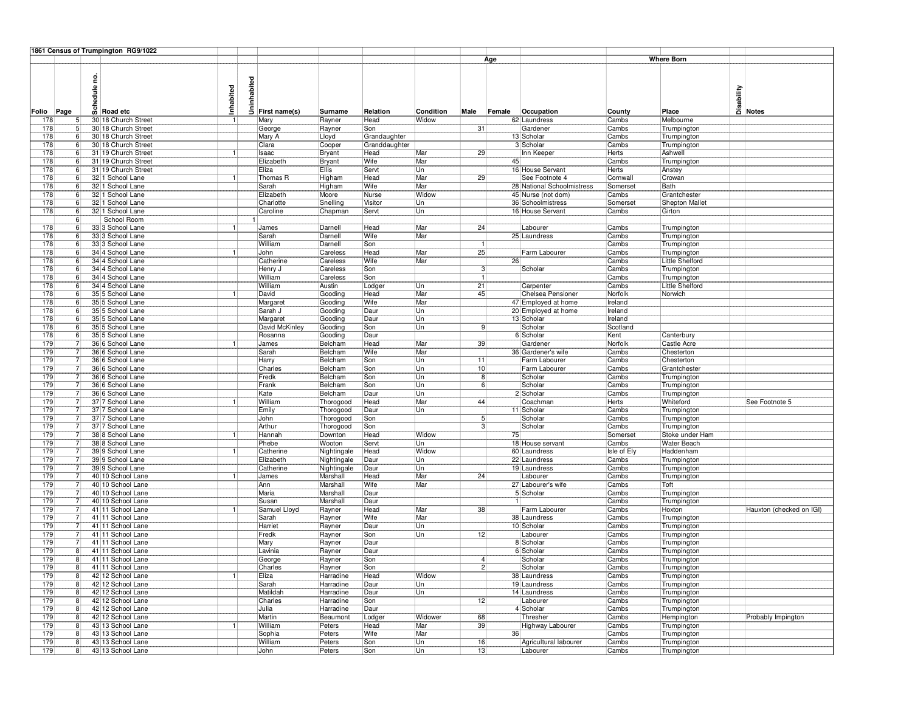## 1861 Census of Trumpington RG9/1022

| Folio | Page | Schedule no. | Road etc | Inhabited | Uninhabited | First name(s) | Surname | Relation | Condition | Age Male | Age Female | Occupation | Where Born County | Where Born Place | Disability | Notes |
|---|---|---|---|---|---|---|---|---|---|---|---|---|---|---|---|---|
| 178 | 5 | 30 | 18 Church Street | 1 | | Mary | Rayner | Head | Widow | | 62 | Laundress | Cambs | Melbourne | | |
| 178 | 5 | 30 | 18 Church Street | | | George | Rayner | Son | | 31 | | Gardener | Cambs | Trumpington | | |
| 178 | 6 | 30 | 18 Church Street | | | Mary A | Lloyd | Grandaughter | | | 13 | Scholar | Cambs | Trumpington | | |
| 178 | 6 | 30 | 18 Church Street | | | Clara | Cooper | Granddaughter | | | 3 | Scholar | Cambs | Trumpington | | |
| 178 | 6 | 31 | 19 Church Street | 1 | | Isaac | Bryant | Head | Mar | 29 | | Inn Keeper | Herts | Ashwell | | |
| 178 | 6 | 31 | 19 Church Street | | | Elizabeth | Bryant | Wife | Mar | | 45 | | Cambs | Trumpington | | |
| 178 | 6 | 31 | 19 Church Street | | | Eliza | Ellis | Servt | Un | | 16 | House Servant | Herts | Anstey | | |
| 178 | 6 | 32 | 1 School Lane | 1 | | Thomas R | Higham | Head | Mar | 29 | | See Footnote 4 | Cornwall | Crowan | | |
| 178 | 6 | 32 | 1 School Lane | | | Sarah | Higham | Wife | Mar | | 28 | National Schoolmistress | Somerset | Bath | | |
| 178 | 6 | 32 | 1 School Lane | | | Elizabeth | Moore | Nurse | Widow | | 45 | Nurse (not dom) | Cambs | Grantchester | | |
| 178 | 6 | 32 | 1 School Lane | | | Charlotte | Snelling | Visitor | Un | | 36 | Schoolmistress | Somerset | Shepton Mallet | | |
| 178 | 6 | 32 | 1 School Lane | | | Caroline | Chapman | Servt | Un | | 16 | House Servant | Cambs | Girton | | |
| | 6 | | School Room | | 1 | | | | | | | | | | | |
| 178 | 6 | 33 | 3 School Lane | 1 | | James | Darnell | Head | Mar | 24 | | Labourer | Cambs | Trumpington | | |
| 178 | 6 | 33 | 3 School Lane | | | Sarah | Darnell | Wife | Mar | | 25 | Laundress | Cambs | Trumpington | | |
| 178 | 6 | 33 | 3 School Lane | | | William | Darnell | Son | | 1 | | | Cambs | Trumpington | | |
| 178 | 6 | 34 | 4 School Lane | 1 | | John | Careless | Head | Mar | 25 | | Farm Labourer | Cambs | Trumpington | | |
| 178 | 6 | 34 | 4 School Lane | | | Catherine | Careless | Wife | Mar | | 26 | | Cambs | Little Shelford | | |
| 178 | 6 | 34 | 4 School Lane | | | Henry J | Careless | Son | | 3 | | Scholar | Cambs | Trumpington | | |
| 178 | 6 | 34 | 4 School Lane | | | William | Careless | Son | | 1 | | | Cambs | Trumpington | | |
| 178 | 6 | 34 | 4 School Lane | | | William | Austin | Lodger | Un | 21 | | Carpenter | Cambs | Little Shelford | | |
| 178 | 6 | 35 | 5 School Lane | 1 | | David | Gooding | Head | Mar | 45 | | Chelsea Pensioner | Norfolk | Norwich | | |
| 178 | 6 | 35 | 5 School Lane | | | Margaret | Gooding | Wife | Mar | | 47 | Employed at home | Ireland | | | |
| 178 | 6 | 35 | 5 School Lane | | | Sarah J | Gooding | Daur | Un | | 20 | Employed at home | Ireland | | | |
| 178 | 6 | 35 | 5 School Lane | | | Margaret | Gooding | Daur | Un | | 13 | Scholar | Ireland | | | |
| 178 | 6 | 35 | 5 School Lane | | | David McKinley | Gooding | Son | Un | 9 | | Scholar | Scotland | | | |
| 178 | 6 | 35 | 5 School Lane | | | Rosanna | Gooding | Daur | | | 6 | Scholar | Kent | Canterbury | | |
| 179 | 7 | 36 | 6 School Lane | 1 | | James | Belcham | Head | Mar | 39 | | Gardener | Norfolk | Castle Acre | | |
| 179 | 7 | 36 | 6 School Lane | | | Sarah | Belcham | Wife | Mar | | 36 | Gardener's wife | Cambs | Chesterton | | |
| 179 | 7 | 36 | 6 School Lane | | | Harry | Belcham | Son | Un | 11 | | Farm Labourer | Cambs | Chesterton | | |
| 179 | 7 | 36 | 6 School Lane | | | Charles | Belcham | Son | Un | 10 | | Farm Labourer | Cambs | Grantchester | | |
| 179 | 7 | 36 | 6 School Lane | | | Fredk | Belcham | Son | Un | 8 | | Scholar | Cambs | Trumpington | | |
| 179 | 7 | 36 | 6 School Lane | | | Frank | Belcham | Son | Un | 6 | | Scholar | Cambs | Trumpington | | |
| 179 | 7 | 36 | 6 School Lane | | | Kate | Belcham | Daur | Un | | 2 | Scholar | Cambs | Trumpington | | |
| 179 | 7 | 37 | 7 School Lane | 1 | | William | Thorogood | Head | Mar | 44 | | Coachman | Herts | Whiteford | | See Footnote 5 |
| 179 | 7 | 37 | 7 School Lane | | | Emily | Thorogood | Daur | Un | | 11 | Scholar | Cambs | Trumpington | | |
| 179 | 7 | 37 | 7 School Lane | | | John | Thorogood | Son | | 5 | | Scholar | Cambs | Trumpington | | |
| 179 | 7 | 37 | 7 School Lane | | | Arthur | Thorogood | Son | | 3 | | Scholar | Cambs | Trumpington | | |
| 179 | 7 | 38 | 8 School Lane | 1 | | Hannah | Downton | Head | Widow | | 75 | | Somerset | Stoke under Ham | | |
| 179 | 7 | 38 | 8 School Lane | | | Phebe | Wooton | Servt | Un | | 18 | House servant | Cambs | Water Beach | | |
| 179 | 7 | 39 | 9 School Lane | 1 | | Catherine | Nightingale | Head | Widow | | 60 | Laundress | Isle of Ely | Haddenham | | |
| 179 | 7 | 39 | 9 School Lane | | | Elizabeth | Nightingale | Daur | Un | | 22 | Laundress | Cambs | Trumpington | | |
| 179 | 7 | 39 | 9 School Lane | | | Catherine | Nightingale | Daur | Un | | 19 | Laundress | Cambs | Trumpington | | |
| 179 | 7 | 40 | 10 School Lane | 1 | | James | Marshall | Head | Mar | 24 | | Labourer | Cambs | Trumpington | | |
| 179 | 7 | 40 | 10 School Lane | | | Ann | Marshall | Wife | Mar | | 27 | Labourer's wife | Cambs | Toft | | |
| 179 | 7 | 40 | 10 School Lane | | | Maria | Marshall | Daur | | | 5 | Scholar | Cambs | Trumpington | | |
| 179 | 7 | 40 | 10 School Lane | | | Susan | Marshall | Daur | | | 1 | | Cambs | Trumpington | | |
| 179 | 7 | 41 | 11 School Lane | 1 | | Samuel Lloyd | Rayner | Head | Mar | 38 | | Farm Labourer | Cambs | Hoxton | | Hauxton (checked on IGI) |
| 179 | 7 | 41 | 11 School Lane | | | Sarah | Rayner | Wife | Mar | | 38 | Laundress | Cambs | Trumpington | | |
| 179 | 7 | 41 | 11 School Lane | | | Harriet | Rayner | Daur | Un | | 10 | Scholar | Cambs | Trumpington | | |
| 179 | 7 | 41 | 11 School Lane | | | Fredk | Rayner | Son | Un | 12 | | Labourer | Cambs | Trumpington | | |
| 179 | 7 | 41 | 11 School Lane | | | Mary | Rayner | Daur | | | 8 | Scholar | Cambs | Trumpington | | |
| 179 | 8 | 41 | 11 School Lane | | | Lavinia | Rayner | Daur | | | 6 | Scholar | Cambs | Trumpington | | |
| 179 | 8 | 41 | 11 School Lane | | | George | Rayner | Son | | 4 | | Scholar | Cambs | Trumpington | | |
| 179 | 8 | 41 | 11 School Lane | | | Charles | Rayner | Son | | 2 | | Scholar | Cambs | Trumpington | | |
| 179 | 8 | 42 | 12 School Lane | 1 | | Eliza | Harradine | Head | Widow | | 38 | Laundress | Cambs | Trumpington | | |
| 179 | 8 | 42 | 12 School Lane | | | Sarah | Harradine | Daur | Un | | 19 | Laundress | Cambs | Trumpington | | |
| 179 | 8 | 42 | 12 School Lane | | | Matildah | Harradine | Daur | Un | | 14 | Laundress | Cambs | Trumpington | | |
| 179 | 8 | 42 | 12 School Lane | | | Charles | Harradine | Son | | 12 | | Labourer | Cambs | Trumpington | | |
| 179 | 8 | 42 | 12 School Lane | | | Julia | Harradine | Daur | | | 4 | Scholar | Cambs | Trumpington | | |
| 179 | 8 | 42 | 12 School Lane | | | Martin | Beaumont | Lodger | Widower | 68 | | Thresher | Cambs | Hempington | | Probably Impington |
| 179 | 8 | 43 | 13 School Lane | 1 | | William | Peters | Head | Mar | 39 | | Highway Labourer | Cambs | Trumpington | | |
| 179 | 8 | 43 | 13 School Lane | | | Sophia | Peters | Wife | Mar | | 36 | | Cambs | Trumpington | | |
| 179 | 8 | 43 | 13 School Lane | | | William | Peters | Son | Un | 16 | | Agricultural labourer | Cambs | Trumpington | | |
| 179 | 8 | 43 | 13 School Lane | | | John | Peters | Son | Un | 13 | | Labourer | Cambs | Trumpington | | |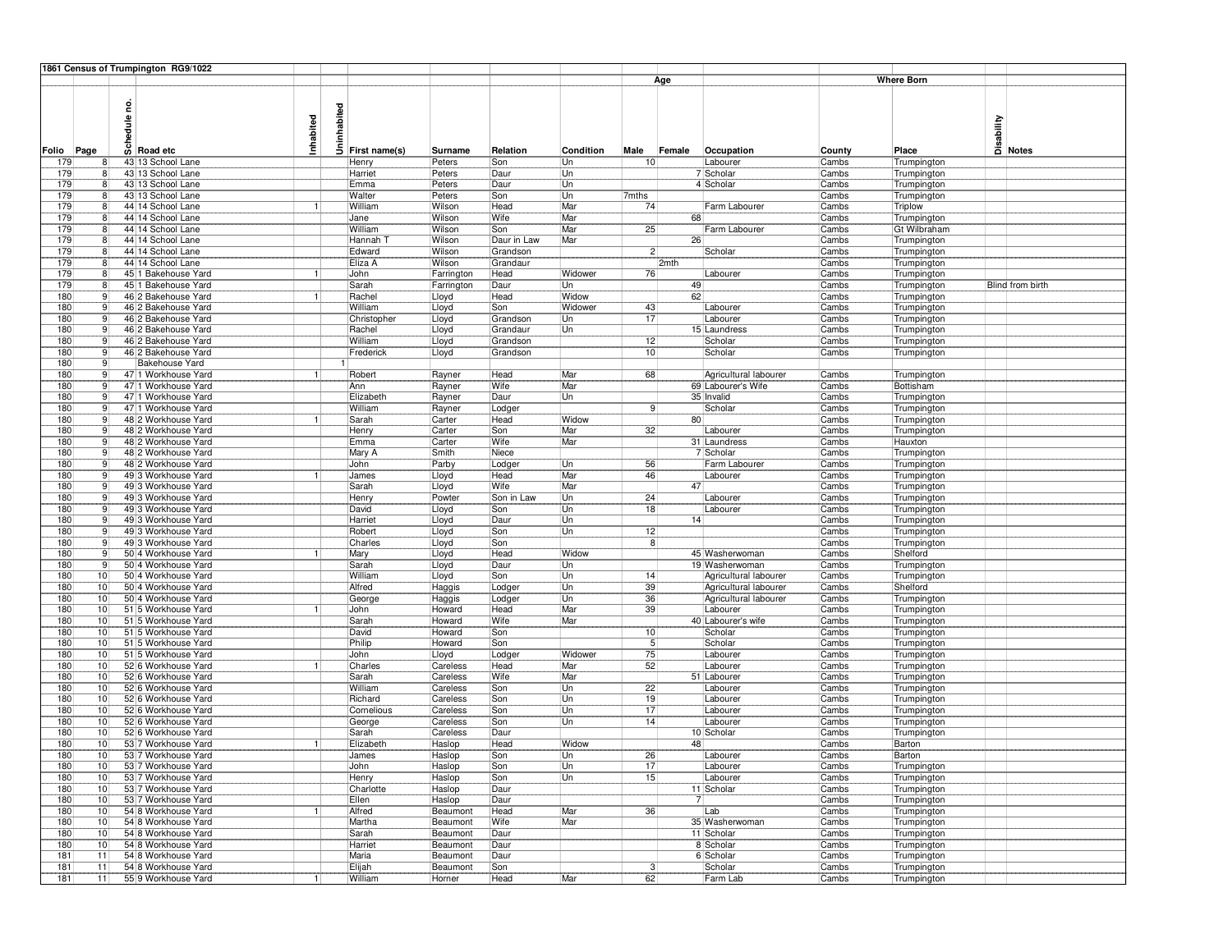**1861 Census of Trumpington RG9/1022**

| Folio | Page | Schedule no. | Road etc | Inhabited | Uninhabited | First name(s) | Surname | Relation | Condition | Age Male | Age Female | Occupation | Where Born County | Where Born Place | Disability | Notes |
|---|---|---|---|---|---|---|---|---|---|---|---|---|---|---|---|---|
| 179 | 8 | 43 | 13 School Lane | | | Henry | Peters | Son | Un | 10 | | Labourer | Cambs | Trumpington | | |
| 179 | 8 | 43 | 13 School Lane | | | Harriet | Peters | Daur | Un | | 7 | Scholar | Cambs | Trumpington | | |
| 179 | 8 | 43 | 13 School Lane | | | Emma | Peters | Daur | Un | | 4 | Scholar | Cambs | Trumpington | | |
| 179 | 8 | 43 | 13 School Lane | | | Walter | Peters | Son | Un | 7mths | | | Cambs | Trumpington | | |
| 179 | 8 | 44 | 14 School Lane | 1 | | William | Wilson | Head | Mar | 74 | | Farm Labourer | Cambs | Triplow | | |
| 179 | 8 | 44 | 14 School Lane | | | Jane | Wilson | Wife | Mar | | 68 | | Cambs | Trumpington | | |
| 179 | 8 | 44 | 14 School Lane | | | William | Wilson | Son | Mar | 25 | | Farm Labourer | Cambs | Gt Wilbraham | | |
| 179 | 8 | 44 | 14 School Lane | | | Hannah T | Wilson | Daur in Law | Mar | | 26 | | Cambs | Trumpington | | |
| 179 | 8 | 44 | 14 School Lane | | | Edward | Wilson | Grandson | | 2 | | Scholar | Cambs | Trumpington | | |
| 179 | 8 | 44 | 14 School Lane | | | Eliza A | Wilson | Grandaur | | | 2mth | | Cambs | Trumpington | | |
| 179 | 8 | 45 | 1 Bakehouse Yard | 1 | | John | Farrington | Head | Widower | 76 | | Labourer | Cambs | Trumpington | | |
| 179 | 8 | 45 | 1 Bakehouse Yard | | | Sarah | Farrington | Daur | Un | | 49 | | Cambs | Trumpington | Blind from birth | |
| 180 | 9 | 46 | 2 Bakehouse Yard | 1 | | Rachel | Lloyd | Head | Widow | | 62 | | Cambs | Trumpington | | |
| 180 | 9 | 46 | 2 Bakehouse Yard | | | William | Lloyd | Son | Widower | 43 | | Labourer | Cambs | Trumpington | | |
| 180 | 9 | 46 | 2 Bakehouse Yard | | | Christopher | Lloyd | Grandson | Un | 17 | | Labourer | Cambs | Trumpington | | |
| 180 | 9 | 46 | 2 Bakehouse Yard | | | Rachel | Lloyd | Grandaur | Un | | 15 | Laundress | Cambs | Trumpington | | |
| 180 | 9 | 46 | 2 Bakehouse Yard | | | William | Lloyd | Grandson | | 12 | | Scholar | Cambs | Trumpington | | |
| 180 | 9 | 46 | 2 Bakehouse Yard | | | Frederick | Lloyd | Grandson | | 10 | | Scholar | Cambs | Trumpington | | |
| 180 | 9 | | Bakehouse Yard | | 1 | | | | | | | | | | | |
| 180 | 9 | 47 | 1 Workhouse Yard | 1 | | Robert | Rayner | Head | Mar | 68 | | Agricultural labourer | Cambs | Trumpington | | |
| 180 | 9 | 47 | 1 Workhouse Yard | | | Ann | Rayner | Wife | Mar | | 69 | Labourer's Wife | Cambs | Bottisham | | |
| 180 | 9 | 47 | 1 Workhouse Yard | | | Elizabeth | Rayner | Daur | Un | | 35 | Invalid | Cambs | Trumpington | | |
| 180 | 9 | 47 | 1 Workhouse Yard | | | William | Rayner | Lodger | | 9 | | Scholar | Cambs | Trumpington | | |
| 180 | 9 | 48 | 2 Workhouse Yard | 1 | | Sarah | Carter | Head | Widow | | 80 | | Cambs | Trumpington | | |
| 180 | 9 | 48 | 2 Workhouse Yard | | | Henry | Carter | Son | Mar | 32 | | Labourer | Cambs | Trumpington | | |
| 180 | 9 | 48 | 2 Workhouse Yard | | | Emma | Carter | Wife | Mar | | 31 | Laundress | Cambs | Hauxton | | |
| 180 | 9 | 48 | 2 Workhouse Yard | | | Mary A | Smith | Niece | | | 7 | Scholar | Cambs | Trumpington | | |
| 180 | 9 | 48 | 2 Workhouse Yard | | | John | Parby | Lodger | Un | 56 | | Farm Labourer | Cambs | Trumpington | | |
| 180 | 9 | 49 | 3 Workhouse Yard | 1 | | James | Lloyd | Head | Mar | 46 | | Labourer | Cambs | Trumpington | | |
| 180 | 9 | 49 | 3 Workhouse Yard | | | Sarah | Lloyd | Wife | Mar | | 47 | | Cambs | Trumpington | | |
| 180 | 9 | 49 | 3 Workhouse Yard | | | Henry | Powter | Son in Law | Un | 24 | | Labourer | Cambs | Trumpington | | |
| 180 | 9 | 49 | 3 Workhouse Yard | | | David | Lloyd | Son | Un | 18 | | Labourer | Cambs | Trumpington | | |
| 180 | 9 | 49 | 3 Workhouse Yard | | | Harriet | Lloyd | Daur | Un | | 14 | | Cambs | Trumpington | | |
| 180 | 9 | 49 | 3 Workhouse Yard | | | Robert | Lloyd | Son | Un | 12 | | | Cambs | Trumpington | | |
| 180 | 9 | 49 | 3 Workhouse Yard | | | Charles | Lloyd | Son | | 8 | | | Cambs | Trumpington | | |
| 180 | 9 | 50 | 4 Workhouse Yard | 1 | | Mary | Lloyd | Head | Widow | | 45 | Washerwoman | Cambs | Shelford | | |
| 180 | 9 | 50 | 4 Workhouse Yard | | | Sarah | Lloyd | Daur | Un | | 19 | Washerwoman | Cambs | Trumpington | | |
| 180 | 10 | 50 | 4 Workhouse Yard | | | William | Lloyd | Son | Un | 14 | | Agricultural labourer | Cambs | Trumpington | | |
| 180 | 10 | 50 | 4 Workhouse Yard | | | Alfred | Haggis | Lodger | Un | 39 | | Agricultural labourer | Cambs | Shelford | | |
| 180 | 10 | 50 | 4 Workhouse Yard | | | George | Haggis | Lodger | Un | 36 | | Agricultural labourer | Cambs | Trumpington | | |
| 180 | 10 | 51 | 5 Workhouse Yard | 1 | | John | Howard | Head | Mar | 39 | | Labourer | Cambs | Trumpington | | |
| 180 | 10 | 51 | 5 Workhouse Yard | | | Sarah | Howard | Wife | Mar | | 40 | Labourer's wife | Cambs | Trumpington | | |
| 180 | 10 | 51 | 5 Workhouse Yard | | | David | Howard | Son | | 10 | | Scholar | Cambs | Trumpington | | |
| 180 | 10 | 51 | 5 Workhouse Yard | | | Philip | Howard | Son | | 5 | | Scholar | Cambs | Trumpington | | |
| 180 | 10 | 51 | 5 Workhouse Yard | | | John | Lloyd | Lodger | Widower | 75 | | Labourer | Cambs | Trumpington | | |
| 180 | 10 | 52 | 6 Workhouse Yard | 1 | | Charles | Careless | Head | Mar | 52 | | Labourer | Cambs | Trumpington | | |
| 180 | 10 | 52 | 6 Workhouse Yard | | | Sarah | Careless | Wife | Mar | | 51 | Labourer | Cambs | Trumpington | | |
| 180 | 10 | 52 | 6 Workhouse Yard | | | William | Careless | Son | Un | 22 | | Labourer | Cambs | Trumpington | | |
| 180 | 10 | 52 | 6 Workhouse Yard | | | Richard | Careless | Son | Un | 19 | | Labourer | Cambs | Trumpington | | |
| 180 | 10 | 52 | 6 Workhouse Yard | | | Cornelious | Careless | Son | Un | 17 | | Labourer | Cambs | Trumpington | | |
| 180 | 10 | 52 | 6 Workhouse Yard | | | George | Careless | Son | Un | 14 | | Labourer | Cambs | Trumpington | | |
| 180 | 10 | 52 | 6 Workhouse Yard | | | Sarah | Careless | Daur | | | 10 | Scholar | Cambs | Trumpington | | |
| 180 | 10 | 53 | 7 Workhouse Yard | 1 | | Elizabeth | Haslop | Head | Widow | | 48 | | Cambs | Barton | | |
| 180 | 10 | 53 | 7 Workhouse Yard | | | James | Haslop | Son | Un | 26 | | Labourer | Cambs | Barton | | |
| 180 | 10 | 53 | 7 Workhouse Yard | | | John | Haslop | Son | Un | 17 | | Labourer | Cambs | Trumpington | | |
| 180 | 10 | 53 | 7 Workhouse Yard | | | Henry | Haslop | Son | Un | 15 | | Labourer | Cambs | Trumpington | | |
| 180 | 10 | 53 | 7 Workhouse Yard | | | Charlotte | Haslop | Daur | | | 11 | Scholar | Cambs | Trumpington | | |
| 180 | 10 | 53 | 7 Workhouse Yard | | | Ellen | Haslop | Daur | | | 7 | | Cambs | Trumpington | | |
| 180 | 10 | 54 | 8 Workhouse Yard | 1 | | Alfred | Beaumont | Head | Mar | 36 | | Lab | Cambs | Trumpington | | |
| 180 | 10 | 54 | 8 Workhouse Yard | | | Martha | Beaumont | Wife | Mar | | 35 | Washerwoman | Cambs | Trumpington | | |
| 180 | 10 | 54 | 8 Workhouse Yard | | | Sarah | Beaumont | Daur | | | 11 | Scholar | Cambs | Trumpington | | |
| 180 | 10 | 54 | 8 Workhouse Yard | | | Harriet | Beaumont | Daur | | | 8 | Scholar | Cambs | Trumpington | | |
| 181 | 11 | 54 | 8 Workhouse Yard | | | Maria | Beaumont | Daur | | | 6 | Scholar | Cambs | Trumpington | | |
| 181 | 11 | 54 | 8 Workhouse Yard | | | Elijah | Beaumont | Son | | 3 | | Scholar | Cambs | Trumpington | | |
| 181 | 11 | 55 | 9 Workhouse Yard | 1 | | William | Horner | Head | Mar | 62 | | Farm Lab | Cambs | Trumpington | | |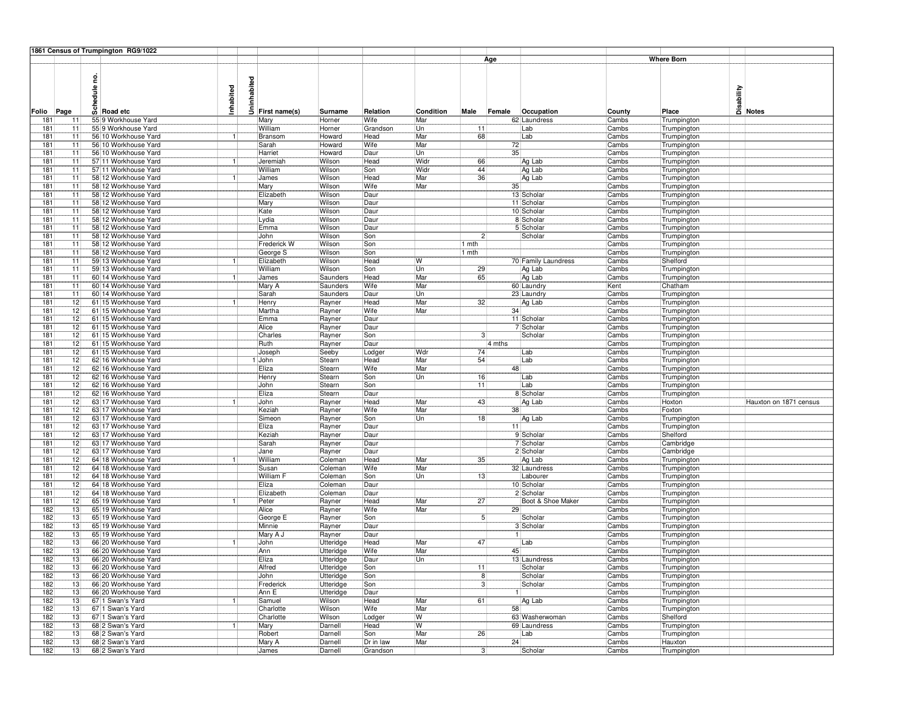**1861 Census of Trumpington RG9/1022**

| Folio | Page | Schedule no. | Road etc | Inhabited | Uninhabited | First name(s) | Surname | Relation | Condition | Age | | Occupation | Where Born | | Disability | Notes |
|---|---|---|---|---|---|---|---|---|---|---|---|---|---|---|---|---|
| | | | | | | | | | | Male | Female | | County | Place | | |
| 181 | 11 | 55 | 9 Workhouse Yard | | | Mary | Horner | Wife | Mar | | 62 | Laundress | Cambs | Trumpington | | |
| 181 | 11 | 55 | 9 Workhouse Yard | | | William | Horner | Grandson | Un | 11 | | Lab | Cambs | Trumpington | | |
| 181 | 11 | 56 | 10 Workhouse Yard | 1 | | Bransom | Howard | Head | Mar | 68 | | Lab | Cambs | Trumpington | | |
| 181 | 11 | 56 | 10 Workhouse Yard | | | Sarah | Howard | Wife | Mar | | 72 | | Cambs | Trumpington | | |
| 181 | 11 | 56 | 10 Workhouse Yard | | | Harriet | Howard | Daur | Un | | 35 | | Cambs | Trumpington | | |
| 181 | 11 | 57 | 11 Workhouse Yard | 1 | | Jeremiah | Wilson | Head | Widr | 66 | | Ag Lab | Cambs | Trumpington | | |
| 181 | 11 | 57 | 11 Workhouse Yard | | | William | Wilson | Son | Widr | 44 | | Ag Lab | Cambs | Trumpington | | |
| 181 | 11 | 58 | 12 Workhouse Yard | 1 | | James | Wilson | Head | Mar | 36 | | Ag Lab | Cambs | Trumpington | | |
| 181 | 11 | 58 | 12 Workhouse Yard | | | Mary | Wilson | Wife | Mar | | 35 | | Cambs | Trumpington | | |
| 181 | 11 | 58 | 12 Workhouse Yard | | | Elizabeth | Wilson | Daur | | | 13 | Scholar | Cambs | Trumpington | | |
| 181 | 11 | 58 | 12 Workhouse Yard | | | Mary | Wilson | Daur | | | 11 | Scholar | Cambs | Trumpington | | |
| 181 | 11 | 58 | 12 Workhouse Yard | | | Kate | Wilson | Daur | | | 10 | Scholar | Cambs | Trumpington | | |
| 181 | 11 | 58 | 12 Workhouse Yard | | | Lydia | Wilson | Daur | | | 8 | Scholar | Cambs | Trumpington | | |
| 181 | 11 | 58 | 12 Workhouse Yard | | | Emma | Wilson | Daur | | | 5 | Scholar | Cambs | Trumpington | | |
| 181 | 11 | 58 | 12 Workhouse Yard | | | John | Wilson | Son | | 2 | | Scholar | Cambs | Trumpington | | |
| 181 | 11 | 58 | 12 Workhouse Yard | | | Frederick W | Wilson | Son | | 1 mth | | | Cambs | Trumpington | | |
| 181 | 11 | 58 | 12 Workhouse Yard | | | George S | Wilson | Son | | 1 mth | | | Cambs | Trumpington | | |
| 181 | 11 | 59 | 13 Workhouse Yard | 1 | | Elizabeth | Wilson | Head | W | | 70 | Family Laundress | Cambs | Shelford | | |
| 181 | 11 | 59 | 13 Workhouse Yard | | | William | Wilson | Son | Un | 29 | | Ag Lab | Cambs | Trumpington | | |
| 181 | 11 | 60 | 14 Workhouse Yard | 1 | | James | Saunders | Head | Mar | 65 | | Ag Lab | Cambs | Trumpington | | |
| 181 | 11 | 60 | 14 Workhouse Yard | | | Mary A | Saunders | Wife | Mar | | 60 | Laundry | Kent | Chatham | | |
| 181 | 11 | 60 | 14 Workhouse Yard | | | Sarah | Saunders | Daur | Un | | 23 | Laundry | Cambs | Trumpington | | |
| 181 | 12 | 61 | 15 Workhouse Yard | 1 | | Henry | Rayner | Head | Mar | 32 | | Ag Lab | Cambs | Trumpington | | |
| 181 | 12 | 61 | 15 Workhouse Yard | | | Martha | Rayner | Wife | Mar | | 34 | | Cambs | Trumpington | | |
| 181 | 12 | 61 | 15 Workhouse Yard | | | Emma | Rayner | Daur | | | 11 | Scholar | Cambs | Trumpington | | |
| 181 | 12 | 61 | 15 Workhouse Yard | | | Alice | Rayner | Daur | | | 7 | Scholar | Cambs | Trumpington | | |
| 181 | 12 | 61 | 15 Workhouse Yard | | | Charles | Rayner | Son | | 3 | | Scholar | Cambs | Trumpington | | |
| 181 | 12 | 61 | 15 Workhouse Yard | | | Ruth | Rayner | Daur | | | 4 mths | | Cambs | Trumpington | | |
| 181 | 12 | 61 | 15 Workhouse Yard | | | Joseph | Seeby | Lodger | Wdr | 74 | | Lab | Cambs | Trumpington | | |
| 181 | 12 | 62 | 16 Workhouse Yard | | 1 | John | Stearn | Head | Mar | 54 | | Lab | Cambs | Trumpington | | |
| 181 | 12 | 62 | 16 Workhouse Yard | | | Eliza | Stearn | Wife | Mar | | 48 | | Cambs | Trumpington | | |
| 181 | 12 | 62 | 16 Workhouse Yard | | | Henry | Stearn | Son | Un | 16 | | Lab | Cambs | Trumpington | | |
| 181 | 12 | 62 | 16 Workhouse Yard | | | John | Stearn | Son | | 11 | | Lab | Cambs | Trumpington | | |
| 181 | 12 | 62 | 16 Workhouse Yard | | | Eliza | Stearn | Daur | | | 8 | Scholar | Cambs | Trumpington | | |
| 181 | 12 | 63 | 17 Workhouse Yard | 1 | | John | Rayner | Head | Mar | 43 | | Ag Lab | Cambs | Hoxton | | Hauxton on 1871 census |
| 181 | 12 | 63 | 17 Workhouse Yard | | | Keziah | Rayner | Wife | Mar | | 38 | | Cambs | Foxton | | |
| 181 | 12 | 63 | 17 Workhouse Yard | | | Simeon | Rayner | Son | Un | 18 | | Ag Lab | Cambs | Trumpington | | |
| 181 | 12 | 63 | 17 Workhouse Yard | | | Eliza | Rayner | Daur | | | 11 | | Cambs | Trumpington | | |
| 181 | 12 | 63 | 17 Workhouse Yard | | | Keziah | Rayner | Daur | | | 9 | Scholar | Cambs | Shelford | | |
| 181 | 12 | 63 | 17 Workhouse Yard | | | Sarah | Rayner | Daur | | | 7 | Scholar | Cambs | Cambridge | | |
| 181 | 12 | 63 | 17 Workhouse Yard | | | Jane | Rayner | Daur | | | 2 | Scholar | Cambs | Cambridge | | |
| 181 | 12 | 64 | 18 Workhouse Yard | 1 | | William | Coleman | Head | Mar | 35 | | Ag Lab | Cambs | Trumpington | | |
| 181 | 12 | 64 | 18 Workhouse Yard | | | Susan | Coleman | Wife | Mar | | 32 | Laundress | Cambs | Trumpington | | |
| 181 | 12 | 64 | 18 Workhouse Yard | | | William F | Coleman | Son | Un | 13 | | Labourer | Cambs | Trumpington | | |
| 181 | 12 | 64 | 18 Workhouse Yard | | | Eliza | Coleman | Daur | | | 10 | Scholar | Cambs | Trumpington | | |
| 181 | 12 | 64 | 18 Workhouse Yard | | | Elizabeth | Coleman | Daur | | | 2 | Scholar | Cambs | Trumpington | | |
| 181 | 12 | 65 | 19 Workhouse Yard | 1 | | Peter | Rayner | Head | Mar | 27 | | Boot & Shoe Maker | Cambs | Trumpington | | |
| 182 | 13 | 65 | 19 Workhouse Yard | | | Alice | Rayner | Wife | Mar | | 29 | | Cambs | Trumpington | | |
| 182 | 13 | 65 | 19 Workhouse Yard | | | George E | Rayner | Son | | 5 | | Scholar | Cambs | Trumpington | | |
| 182 | 13 | 65 | 19 Workhouse Yard | | | Minnie | Rayner | Daur | | | 3 | Scholar | Cambs | Trumpington | | |
| 182 | 13 | 65 | 19 Workhouse Yard | | | Mary A J | Rayner | Daur | | | 1 | | Cambs | Trumpington | | |
| 182 | 13 | 66 | 20 Workhouse Yard | 1 | | John | Utteridge | Head | Mar | 47 | | Lab | Cambs | Trumpington | | |
| 182 | 13 | 66 | 20 Workhouse Yard | | | Ann | Utteridge | Wife | Mar | | 45 | | Cambs | Trumpington | | |
| 182 | 13 | 66 | 20 Workhouse Yard | | | Eliza | Utteridge | Daur | Un | | 13 | Laundress | Cambs | Trumpington | | |
| 182 | 13 | 66 | 20 Workhouse Yard | | | Alfred | Utteridge | Son | | 11 | | Scholar | Cambs | Trumpington | | |
| 182 | 13 | 66 | 20 Workhouse Yard | | | John | Utteridge | Son | | 8 | | Scholar | Cambs | Trumpington | | |
| 182 | 13 | 66 | 20 Workhouse Yard | | | Frederick | Utteridge | Son | | 3 | | Scholar | Cambs | Trumpington | | |
| 182 | 13 | 66 | 20 Workhouse Yard | | | Ann E | Utteridge | Daur | | | 1 | | Cambs | Trumpington | | |
| 182 | 13 | 67 | 1 Swan's Yard | 1 | | Samuel | Wilson | Head | Mar | 61 | | Ag Lab | Cambs | Trumpington | | |
| 182 | 13 | 67 | 1 Swan's Yard | | | Charlotte | Wilson | Wife | Mar | | 58 | | Cambs | Trumpington | | |
| 182 | 13 | 67 | 1 Swan's Yard | | | Charlotte | Wilson | Lodger | W | | 63 | Washerwoman | Cambs | Shelford | | |
| 182 | 13 | 68 | 2 Swan's Yard | 1 | | Mary | Darnell | Head | W | | 69 | Laundress | Cambs | Trumpington | | |
| 182 | 13 | 68 | 2 Swan's Yard | | | Robert | Darnell | Son | Mar | 26 | | Lab | Cambs | Trumpington | | |
| 182 | 13 | 68 | 2 Swan's Yard | | | Mary A | Darnell | Dr in law | Mar | | 24 | | Cambs | Hauxton | | |
| 182 | 13 | 68 | 2 Swan's Yard | | | James | Darnell | Grandson | | 3 | | Scholar | Cambs | Trumpington | | |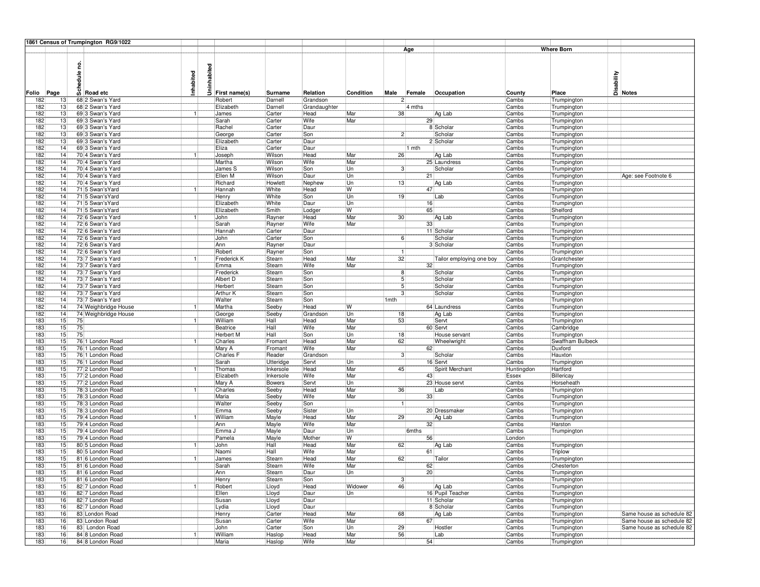**1861 Census of Trumpington RG9/1022**

| Folio | Page | Schedule no. | Road etc | Inhabited | Uninhabited | First name(s) | Surname | Relation | Condition | Age Male | Age Female | Occupation | Where Born County | Where Born Place | Disability | Notes |
|---|---|---|---|---|---|---|---|---|---|---|---|---|---|---|---|---|
| 182 | 13 | 68 | 2 Swan's Yard | | | Robert | Darnell | Grandson | | 2 | | | Cambs | Trumpington | | |
| 182 | 13 | 68 | 2 Swan's Yard | | | Elizabeth | Darnell | Grandaughter | | | 4 mths | | Cambs | Trumpington | | |
| 182 | 13 | 69 | 3 Swan's Yard | 1 | | James | Carter | Head | Mar | 38 | | Ag Lab | Cambs | Trumpington | | |
| 182 | 13 | 69 | 3 Swan's Yard | | | Sarah | Carter | Wife | Mar | | 29 | | Cambs | Trumpington | | |
| 182 | 13 | 69 | 3 Swan's Yard | | | Rachel | Carter | Daur | | | 8 | Scholar | Cambs | Trumpington | | |
| 182 | 13 | 69 | 3 Swan's Yard | | | George | Carter | Son | | 2 | | Scholar | Cambs | Trumpington | | |
| 182 | 13 | 69 | 3 Swan's Yard | | | Elizabeth | Carter | Daur | | | 2 | Scholar | Cambs | Trumpington | | |
| 182 | 13 | 69 | 3 Swan's Yard | | | Eliza | Carter | Daur | | | 1 mth | | Cambs | Trumpington | | |
| 182 | 14 | 70 | 4 Swan's Yard | 1 | | Joseph | Wilson | Head | Mar | 26 | | Ag Lab | Cambs | Trumpington | | |
| 182 | 14 | 70 | 4 Swan's Yard | | | Martha | Wilson | Wife | Mar | | 25 | Laundress | Cambs | Trumpington | | |
| 182 | 14 | 70 | 4 Swan's Yard | | | James S | Wilson | Son | Un | 3 | | Scholar | Cambs | Trumpington | | |
| 182 | 14 | 70 | 4 Swan's Yard | | | Ellen M | Wilson | Daur | Un | | 21 | | Cambs | Trumpington | | Age: see Footnote 6 |
| 182 | 14 | 70 | 4 Swan's Yard | | | Richard | Howlett | Nephew | Un | 13 | | Ag Lab | Cambs | Trumpington | | |
| 182 | 14 | 71 | 5 Swan'sYard | 1 | | Hannah | White | Head | W | | 47 | | Cambs | Trumpington | | |
| 182 | 14 | 71 | 5 Swan'sYard | | | Henry | White | Son | Un | 19 | | Lab | Cambs | Trumpington | | |
| 182 | 14 | 71 | 5 Swan'sYard | | | Elizabeth | White | Daur | Un | | 16 | | Cambs | Trumpington | | |
| 182 | 14 | 71 | 5 Swan'sYard | | | Elizabeth | Smith | Lodger | W | | 65 | | Cambs | Shelford | | |
| 182 | 14 | 72 | 6 Swan's Yard | 1 | | John | Rayner | Head | Mar | 30 | | Ag Lab | Cambs | Trumpington | | |
| 182 | 14 | 72 | 6 Swan's Yard | | | Sarah | Rayner | Wife | Mar | | 33 | | Cambs | Trumpington | | |
| 182 | 14 | 72 | 6 Swan's Yard | | | Hannah | Carter | Daur | | | 11 | Scholar | Cambs | Trumpington | | |
| 182 | 14 | 72 | 6 Swan's Yard | | | John | Carter | Son | | 6 | | Scholar | Cambs | Trumpington | | |
| 182 | 14 | 72 | 6 Swan's Yard | | | Ann | Rayner | Daur | | | 3 | Scholar | Cambs | Trumpington | | |
| 182 | 14 | 72 | 6 Swan's Yard | | | Robert | Rayner | Son | | 1 | | | Cambs | Trumpington | | |
| 182 | 14 | 73 | 7 Swan's Yard | 1 | | Frederick K | Stearn | Head | Mar | 32 | | Tailor employing one boy | Cambs | Grantchester | | |
| 182 | 14 | 73 | 7 Swan's Yard | | | Emma | Stearn | Wife | Mar | | 32 | | Cambs | Trumpington | | |
| 182 | 14 | 73 | 7 Swan's Yard | | | Frederick | Stearn | Son | | 8 | | Scholar | Cambs | Trumpington | | |
| 182 | 14 | 73 | 7 Swan's Yard | | | Albert D | Stearn | Son | | 5 | | Scholar | Cambs | Trumpington | | |
| 182 | 14 | 73 | 7 Swan's Yard | | | Herbert | Stearn | Son | | 5 | | Scholar | Cambs | Trumpington | | |
| 182 | 14 | 73 | 7 Swan's Yard | | | Arthur K | Stearn | Son | | 3 | | Scholar | Cambs | Trumpington | | |
| 182 | 14 | 73 | 7 Swan's Yard | | | Walter | Stearn | Son | | 1mth | | | Cambs | Trumpington | | |
| 182 | 14 | 74 | Weighbridge House | 1 | | Martha | Seeby | Head | W | | 64 | Laundress | Cambs | Trumpington | | |
| 182 | 14 | 74 | Weighbridge House | | | George | Seeby | Grandson | Un | 18 | | Ag Lab | Cambs | Trumpington | | |
| 183 | 15 | 75 | | 1 | | William | Hall | Head | Mar | 53 | | Servt | Cambs | Trumpington | | |
| 183 | 15 | 75 | | | | Beatrice | Hall | Wife | Mar | | 60 | Servt | Cambs | Cambridge | | |
| 183 | 15 | 75 | | | | Herbert M | Hall | Son | Un | 18 | | House servant | Cambs | Trumpington | | |
| 183 | 15 | 76 | 1 London Road | 1 | | Charles | Fromant | Head | Mar | 62 | | Wheelwright | Cambs | Swaffham Bulbeck | | |
| 183 | 15 | 76 | 1 London Road | | | Mary A | Fromant | Wife | Mar | | 62 | | Cambs | Duxford | | |
| 183 | 15 | 76 | 1 London Road | | | Charles F | Reader | Grandson | | 3 | | Scholar | Cambs | Hauxton | | |
| 183 | 15 | 76 | 1 London Road | | | Sarah | Utteridge | Servt | Un | | 16 | Servt | Cambs | Trumpington | | |
| 183 | 15 | 77 | 2 London Road | 1 | | Thomas | Inkersole | Head | Mar | 45 | | Spirit Merchant | Huntingdon | Hartford | | |
| 183 | 15 | 77 | 2 London Road | | | Elizabeth | Inkersole | Wife | Mar | | 43 | | Essex | Billericay | | |
| 183 | 15 | 77 | 2 London Road | | | Mary A | Bowers | Servt | Un | | 23 | House servt | Cambs | Horseheath | | |
| 183 | 15 | 78 | 3 London Road | 1 | | Charles | Seeby | Head | Mar | 36 | | Lab | Cambs | Trumpington | | |
| 183 | 15 | 78 | 3 London Road | | | Maria | Seeby | Wife | Mar | | 33 | | Cambs | Trumpington | | |
| 183 | 15 | 78 | 3 London Road | | | Walter | Seeby | Son | | 1 | | | Cambs | Trumpington | | |
| 183 | 15 | 78 | 3 London Road | | | Emma | Seeby | Sister | Un | | 20 | Dressmaker | Cambs | Trumpington | | |
| 183 | 15 | 79 | 4 London Road | 1 | | William | Mayle | Head | Mar | 29 | | Ag Lab | Cambs | Trumpington | | |
| 183 | 15 | 79 | 4 London Road | | | Ann | Mayle | Wife | Mar | | 32 | | Cambs | Harston | | |
| 183 | 15 | 79 | 4 London Road | | | Emma J | Mayle | Daur | Un | | 6mths | | Cambs | Trumpington | | |
| 183 | 15 | 79 | 4 London Road | | | Pamela | Mayle | Mother | W | | 56 | | London | | | |
| 183 | 15 | 80 | 5 London Road | 1 | | John | Hall | Head | Mar | 62 | | Ag Lab | Cambs | Trumpington | | |
| 183 | 15 | 80 | 5 London Road | | | Naomi | Hall | Wife | Mar | | 61 | | Cambs | Triplow | | |
| 183 | 15 | 81 | 6 London Road | 1 | | James | Stearn | Head | Mar | 62 | | Tailor | Cambs | Trumpington | | |
| 183 | 15 | 81 | 6 London Road | | | Sarah | Stearn | Wife | Mar | | 62 | | Cambs | Chesterton | | |
| 183 | 15 | 81 | 6 London Road | | | Ann | Stearn | Daur | Un | | 20 | | Cambs | Trumpington | | |
| 183 | 15 | 81 | 6 London Road | | | Henry | Stearn | Son | | 3 | | | Cambs | Trumpington | | |
| 183 | 15 | 82 | 7 London Road | 1 | | Robert | Lloyd | Head | Widower | 46 | | Ag Lab | Cambs | Trumpington | | |
| 183 | 16 | 82 | 7 London Road | | | Ellen | Lloyd | Daur | Un | | 16 | Pupil Teacher | Cambs | Trumpington | | |
| 183 | 16 | 82 | 7 London Road | | | Susan | Lloyd | Daur | | | 11 | Scholar | Cambs | Trumpington | | |
| 183 | 16 | 82 | 7 London Road | | | Lydia | Lloyd | Daur | | | 8 | Scholar | Cambs | Trumpington | | |
| 183 | 16 | 83 | London Road | | | Henry | Carter | Head | Mar | 68 | | Ag Lab | Cambs | Trumpington | | Same house as schedule 82 |
| 183 | 16 | 83 | London Road | | | Susan | Carter | Wife | Mar | | 67 | | Cambs | Trumpington | | Same house as schedule 82 |
| 183 | 16 | 83 | London Road | | | John | Carter | Son | Un | 29 | | Hostler | Cambs | Trumpington | | Same house as schedule 82 |
| 183 | 16 | 84 | 8 London Road | 1 | | William | Haslop | Head | Mar | 56 | | Lab | Cambs | Trumpington | | |
| 183 | 16 | 84 | 8 London Road | | | Maria | Haslop | Wife | Mar | | 54 | | Cambs | Trumpington | | |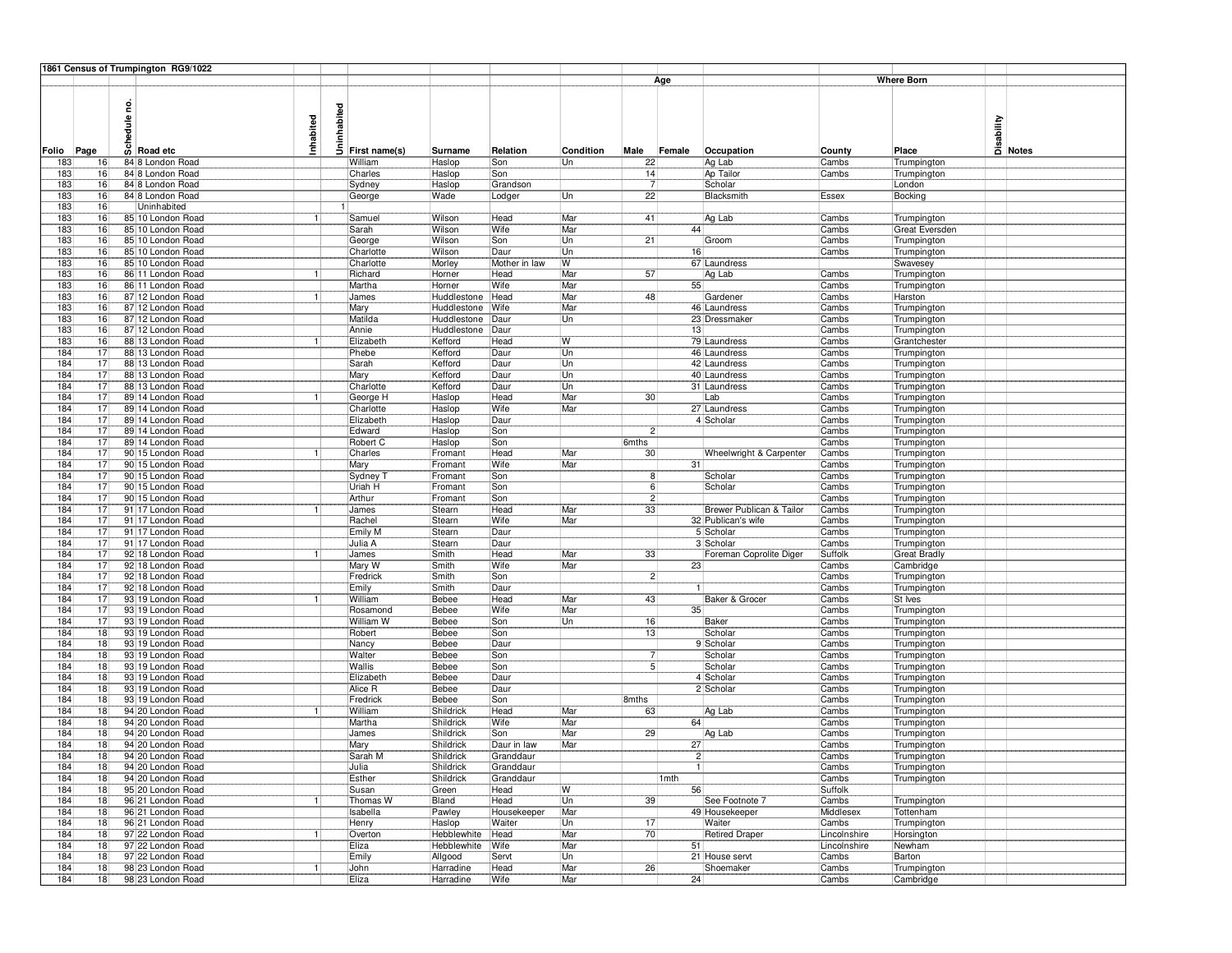# 1861 Census of Trumpington RG9/1022

| Folio | Page | Schedule no. | Road etc | Inhabited | Uninhabited | First name(s) | Surname | Relation | Condition | Age Male | Age Female | Occupation | Where Born County | Where Born Place | Disability | Notes |
|---|---|---|---|---|---|---|---|---|---|---|---|---|---|---|---|---|
| 183 | 16 | 84 | 8 London Road | | | William | Haslop | Son | Un | 22 | | Ag Lab | Cambs | Trumpington | | |
| 183 | 16 | 84 | 8 London Road | | | Charles | Haslop | Son | | 14 | | Ap Tailor | Cambs | Trumpington | | |
| 183 | 16 | 84 | 8 London Road | | | Sydney | Haslop | Grandson | | 7 | | Scholar | | London | | |
| 183 | 16 | 84 | 8 London Road | | | George | Wade | Lodger | Un | 22 | | Blacksmith | Essex | Bocking | | |
| 183 | 16 | | Uninhabited | | 1 | | | | | | | | | | | |
| 183 | 16 | 85 | 10 London Road | 1 | | Samuel | Wilson | Head | Mar | 41 | | Ag Lab | Cambs | Trumpington | | |
| 183 | 16 | 85 | 10 London Road | | | Sarah | Wilson | Wife | Mar | | 44 | | Cambs | Great Eversden | | |
| 183 | 16 | 85 | 10 London Road | | | George | Wilson | Son | Un | 21 | | Groom | Cambs | Trumpington | | |
| 183 | 16 | 85 | 10 London Road | | | Charlotte | Wilson | Daur | Un | | 16 | | Cambs | Trumpington | | |
| 183 | 16 | 85 | 10 London Road | | | Charlotte | Morley | Mother in law | W | | 67 | Laundress | | Swavesey | | |
| 183 | 16 | 86 | 11 London Road | 1 | | Richard | Horner | Head | Mar | 57 | | Ag Lab | Cambs | Trumpington | | |
| 183 | 16 | 86 | 11 London Road | | | Martha | Horner | Wife | Mar | | 55 | | Cambs | Trumpington | | |
| 183 | 16 | 87 | 12 London Road | 1 | | James | Huddlestone | Head | Mar | 48 | | Gardener | Cambs | Harston | | |
| 183 | 16 | 87 | 12 London Road | | | Mary | Huddlestone | Wife | Mar | | 46 | Laundress | Cambs | Trumpington | | |
| 183 | 16 | 87 | 12 London Road | | | Matilda | Huddlestone | Daur | Un | | 23 | Dressmaker | Cambs | Trumpington | | |
| 183 | 16 | 87 | 12 London Road | | | Annie | Huddlestone | Daur | | | 13 | | Cambs | Trumpington | | |
| 183 | 16 | 88 | 13 London Road | 1 | | Elizabeth | Kefford | Head | W | | 79 | Laundress | Cambs | Grantchester | | |
| 184 | 17 | 88 | 13 London Road | | | Phebe | Kefford | Daur | Un | | 46 | Laundress | Cambs | Trumpington | | |
| 184 | 17 | 88 | 13 London Road | | | Sarah | Kefford | Daur | Un | | 42 | Laundress | Cambs | Trumpington | | |
| 184 | 17 | 88 | 13 London Road | | | Mary | Kefford | Daur | Un | | 40 | Laundress | Cambs | Trumpington | | |
| 184 | 17 | 88 | 13 London Road | | | Charlotte | Kefford | Daur | Un | | 31 | Laundress | Cambs | Trumpington | | |
| 184 | 17 | 89 | 14 London Road | 1 | | George H | Haslop | Head | Mar | 30 | | Lab | Cambs | Trumpington | | |
| 184 | 17 | 89 | 14 London Road | | | Charlotte | Haslop | Wife | Mar | | 27 | Laundress | Cambs | Trumpington | | |
| 184 | 17 | 89 | 14 London Road | | | Elizabeth | Haslop | Daur | | | 4 | Scholar | Cambs | Trumpington | | |
| 184 | 17 | 89 | 14 London Road | | | Edward | Haslop | Son | | 2 | | | Cambs | Trumpington | | |
| 184 | 17 | 89 | 14 London Road | | | Robert C | Haslop | Son | | 6mths | | | Cambs | Trumpington | | |
| 184 | 17 | 90 | 15 London Road | 1 | | Charles | Fromant | Head | Mar | 30 | | Wheelwright & Carpenter | Cambs | Trumpington | | |
| 184 | 17 | 90 | 15 London Road | | | Mary | Fromant | Wife | Mar | | 31 | | Cambs | Trumpington | | |
| 184 | 17 | 90 | 15 London Road | | | Sydney T | Fromant | Son | | 8 | | Scholar | Cambs | Trumpington | | |
| 184 | 17 | 90 | 15 London Road | | | Uriah H | Fromant | Son | | 6 | | Scholar | Cambs | Trumpington | | |
| 184 | 17 | 90 | 15 London Road | | | Arthur | Fromant | Son | | 2 | | | Cambs | Trumpington | | |
| 184 | 17 | 91 | 17 London Road | 1 | | James | Stearn | Head | Mar | 33 | | Brewer Publican & Tailor | Cambs | Trumpington | | |
| 184 | 17 | 91 | 17 London Road | | | Rachel | Stearn | Wife | Mar | | 32 | Publican's wife | Cambs | Trumpington | | |
| 184 | 17 | 91 | 17 London Road | | | Emily M | Stearn | Daur | | | 5 | Scholar | Cambs | Trumpington | | |
| 184 | 17 | 91 | 17 London Road | | | Julia A | Stearn | Daur | | | 3 | Scholar | Cambs | Trumpington | | |
| 184 | 17 | 92 | 18 London Road | 1 | | James | Smith | Head | Mar | 33 | | Foreman Coprolite Diger | Suffolk | Great Bradly | | |
| 184 | 17 | 92 | 18 London Road | | | Mary W | Smith | Wife | Mar | | 23 | | Cambs | Cambridge | | |
| 184 | 17 | 92 | 18 London Road | | | Fredrick | Smith | Son | | 2 | | | Cambs | Trumpington | | |
| 184 | 17 | 92 | 18 London Road | | | Emily | Smith | Daur | | | 1 | | Cambs | Trumpington | | |
| 184 | 17 | 93 | 19 London Road | 1 | | William | Bebee | Head | Mar | 43 | | Baker & Grocer | Cambs | St Ives | | |
| 184 | 17 | 93 | 19 London Road | | | Rosamond | Bebee | Wife | Mar | | 35 | | Cambs | Trumpington | | |
| 184 | 17 | 93 | 19 London Road | | | William W | Bebee | Son | Un | 16 | | Baker | Cambs | Trumpington | | |
| 184 | 18 | 93 | 19 London Road | | | Robert | Bebee | Son | | 13 | | Scholar | Cambs | Trumpington | | |
| 184 | 18 | 93 | 19 London Road | | | Nancy | Bebee | Daur | | | 9 | Scholar | Cambs | Trumpington | | |
| 184 | 18 | 93 | 19 London Road | | | Walter | Bebee | Son | | 7 | | Scholar | Cambs | Trumpington | | |
| 184 | 18 | 93 | 19 London Road | | | Wallis | Bebee | Son | | 5 | | Scholar | Cambs | Trumpington | | |
| 184 | 18 | 93 | 19 London Road | | | Elizabeth | Bebee | Daur | | | 4 | Scholar | Cambs | Trumpington | | |
| 184 | 18 | 93 | 19 London Road | | | Alice R | Bebee | Daur | | | 2 | Scholar | Cambs | Trumpington | | |
| 184 | 18 | 93 | 19 London Road | | | Fredrick | Bebee | Son | | 8mths | | | Cambs | Trumpington | | |
| 184 | 18 | 94 | 20 London Road | 1 | | William | Shildrick | Head | Mar | 63 | | Ag Lab | Cambs | Trumpington | | |
| 184 | 18 | 94 | 20 London Road | | | Martha | Shildrick | Wife | Mar | | 64 | | Cambs | Trumpington | | |
| 184 | 18 | 94 | 20 London Road | | | James | Shildrick | Son | Mar | 29 | | Ag Lab | Cambs | Trumpington | | |
| 184 | 18 | 94 | 20 London Road | | | Mary | Shildrick | Daur in law | Mar | | 27 | | Cambs | Trumpington | | |
| 184 | 18 | 94 | 20 London Road | | | Sarah M | Shildrick | Granddaur | | | 2 | | Cambs | Trumpington | | |
| 184 | 18 | 94 | 20 London Road | | | Julia | Shildrick | Granddaur | | | 1 | | Cambs | Trumpington | | |
| 184 | 18 | 94 | 20 London Road | | | Esther | Shildrick | Granddaur | | | 1mth | | Cambs | Trumpington | | |
| 184 | 18 | 95 | 20 London Road | | | Susan | Green | Head | W | | 56 | | Suffolk | | | |
| 184 | 18 | 96 | 21 London Road | 1 | | Thomas W | Bland | Head | Un | 39 | | See Footnote 7 | Cambs | Trumpington | | |
| 184 | 18 | 96 | 21 London Road | | | Isabella | Pawley | Housekeeper | Mar | | 49 | Housekeeper | Middlesex | Tottenham | | |
| 184 | 18 | 96 | 21 London Road | | | Henry | Haslop | Waiter | Un | 17 | | Waiter | Cambs | Trumpington | | |
| 184 | 18 | 97 | 22 London Road | 1 | | Overton | Hebblewhite | Head | Mar | 70 | | Retired Draper | Lincolnshire | Horsington | | |
| 184 | 18 | 97 | 22 London Road | | | Eliza | Hebblewhite | Wife | Mar | | 51 | | Lincolnshire | Newham | | |
| 184 | 18 | 97 | 22 London Road | | | Emily | Allgood | Servt | Un | | 21 | House servt | Cambs | Barton | | |
| 184 | 18 | 98 | 23 London Road | 1 | | John | Harradine | Head | Mar | 26 | | Shoemaker | Cambs | Trumpington | | |
| 184 | 18 | 98 | 23 London Road | | | Eliza | Harradine | Wife | Mar | | 24 | | Cambs | Cambridge | | |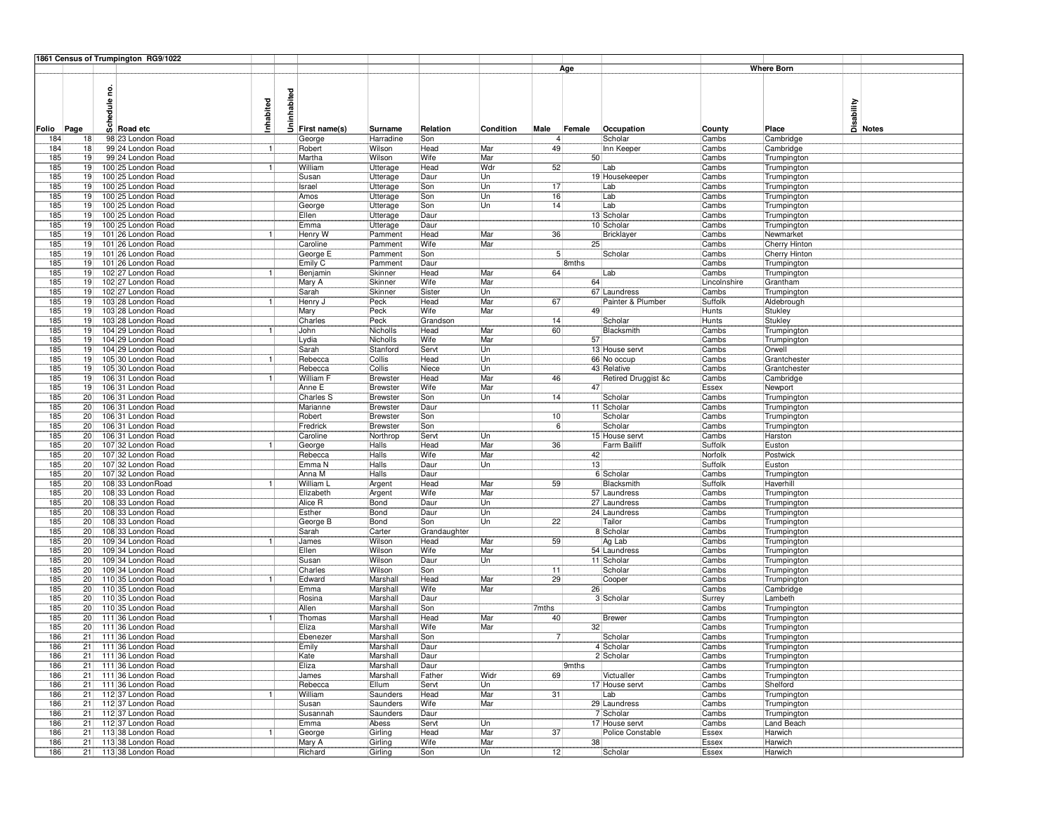**1861 Census of Trumpington RG9/1022**

| Folio | Page | Schedule no. | Road etc | Inhabited | Uninhabited | First name(s) | Surname | Relation | Condition | Age Male | Age Female | Occupation | Where Born County | Where Born Place | Disability | Notes |
|---|---|---|---|---|---|---|---|---|---|---|---|---|---|---|---|---|
| 184 | 18 | 98 | 23 London Road | | | George | Harradine | Son | | 4 | | Scholar | Cambs | Cambridge | | |
| 184 | 18 | 99 | 24 London Road | 1 | | Robert | Wilson | Head | Mar | 49 | | Inn Keeper | Cambs | Cambridge | | |
| 185 | 19 | 99 | 24 London Road | | | Martha | Wilson | Wife | Mar | | 50 | | Cambs | Trumpington | | |
| 185 | 19 | 100 | 25 London Road | 1 | | William | Utterage | Head | Wdr | 52 | | Lab | Cambs | Trumpington | | |
| 185 | 19 | 100 | 25 London Road | | | Susan | Utterage | Daur | Un | | 19 | Housekeeper | Cambs | Trumpington | | |
| 185 | 19 | 100 | 25 London Road | | | Israel | Utterage | Son | Un | 17 | | Lab | Cambs | Trumpington | | |
| 185 | 19 | 100 | 25 London Road | | | Amos | Utterage | Son | Un | 16 | | Lab | Cambs | Trumpington | | |
| 185 | 19 | 100 | 25 London Road | | | George | Utterage | Son | Un | 14 | | Lab | Cambs | Trumpington | | |
| 185 | 19 | 100 | 25 London Road | | | Ellen | Utterage | Daur | | | 13 | Scholar | Cambs | Trumpington | | |
| 185 | 19 | 100 | 25 London Road | | | Emma | Utterage | Daur | | | 10 | Scholar | Cambs | Trumpington | | |
| 185 | 19 | 101 | 26 London Road | 1 | | Henry W | Pamment | Head | Mar | 36 | | Bricklayer | Cambs | Newmarket | | |
| 185 | 19 | 101 | 26 London Road | | | Caroline | Pamment | Wife | Mar | | 25 | | Cambs | Cherry Hinton | | |
| 185 | 19 | 101 | 26 London Road | | | George E | Pamment | Son | | 5 | | Scholar | Cambs | Cherry Hinton | | |
| 185 | 19 | 101 | 26 London Road | | | Emily C | Pamment | Daur | | | 8mths | | Cambs | Trumpington | | |
| 185 | 19 | 102 | 27 London Road | 1 | | Benjamin | Skinner | Head | Mar | 64 | | Lab | Cambs | Trumpington | | |
| 185 | 19 | 102 | 27 London Road | | | Mary A | Skinner | Wife | Mar | | 64 | | Lincolnshire | Grantham | | |
| 185 | 19 | 102 | 27 London Road | | | Sarah | Skinner | Sister | Un | | 67 | Laundress | Cambs | Trumpington | | |
| 185 | 19 | 103 | 28 London Road | 1 | | Henry J | Peck | Head | Mar | 67 | | Painter & Plumber | Suffolk | Aldebrough | | |
| 185 | 19 | 103 | 28 London Road | | | Mary | Peck | Wife | Mar | | 49 | | Hunts | Stukley | | |
| 185 | 19 | 103 | 28 London Road | | | Charles | Peck | Grandson | | 14 | | Scholar | Hunts | Stukley | | |
| 185 | 19 | 104 | 29 London Road | 1 | | John | Nicholls | Head | Mar | 60 | | Blacksmith | Cambs | Trumpington | | |
| 185 | 19 | 104 | 29 London Road | | | Lydia | Nicholls | Wife | Mar | | 57 | | Cambs | Trumpington | | |
| 185 | 19 | 104 | 29 London Road | | | Sarah | Stanford | Servt | Un | | 13 | House servt | Cambs | Orwell | | |
| 185 | 19 | 105 | 30 London Road | 1 | | Rebecca | Collis | Head | Un | | 66 | No occup | Cambs | Grantchester | | |
| 185 | 19 | 105 | 30 London Road | | | Rebecca | Collis | Niece | Un | | 43 | Relative | Cambs | Grantchester | | |
| 185 | 19 | 106 | 31 London Road | 1 | | William F | Brewster | Head | Mar | 46 | | Retired Druggist &c | Cambs | Cambridge | | |
| 185 | 19 | 106 | 31 London Road | | | Anne E | Brewster | Wife | Mar | | 47 | | Essex | Newport | | |
| 185 | 20 | 106 | 31 London Road | | | Charles S | Brewster | Son | Un | 14 | | Scholar | Cambs | Trumpington | | |
| 185 | 20 | 106 | 31 London Road | | | Marianne | Brewster | Daur | | | 11 | Scholar | Cambs | Trumpington | | |
| 185 | 20 | 106 | 31 London Road | | | Robert | Brewster | Son | | 10 | | Scholar | Cambs | Trumpington | | |
| 185 | 20 | 106 | 31 London Road | | | Fredrick | Brewster | Son | | 6 | | Scholar | Cambs | Trumpington | | |
| 185 | 20 | 106 | 31 London Road | | | Caroline | Northrop | Servt | Un | | 15 | House servt | Cambs | Harston | | |
| 185 | 20 | 107 | 32 London Road | 1 | | George | Halls | Head | Mar | 36 | | Farm Bailiff | Suffolk | Euston | | |
| 185 | 20 | 107 | 32 London Road | | | Rebecca | Halls | Wife | Mar | | 42 | | Norfolk | Postwick | | |
| 185 | 20 | 107 | 32 London Road | | | Emma N | Halls | Daur | Un | | 13 | | Suffolk | Euston | | |
| 185 | 20 | 107 | 32 London Road | | | Anna M | Halls | Daur | | | 6 | Scholar | Cambs | Trumpington | | |
| 185 | 20 | 108 | 33 LondonRoad | 1 | | William L | Argent | Head | Mar | 59 | | Blacksmith | Suffolk | Haverhill | | |
| 185 | 20 | 108 | 33 London Road | | | Elizabeth | Argent | Wife | Mar | | 57 | Laundress | Cambs | Trumpington | | |
| 185 | 20 | 108 | 33 London Road | | | Alice R | Bond | Daur | Un | | 27 | Laundress | Cambs | Trumpington | | |
| 185 | 20 | 108 | 33 London Road | | | Esther | Bond | Daur | Un | | 24 | Laundress | Cambs | Trumpington | | |
| 185 | 20 | 108 | 33 London Road | | | George B | Bond | Son | Un | 22 | | Tailor | Cambs | Trumpington | | |
| 185 | 20 | 108 | 33 London Road | | | Sarah | Carter | Grandaughter | | | 8 | Scholar | Cambs | Trumpington | | |
| 185 | 20 | 109 | 34 London Road | 1 | | James | Wilson | Head | Mar | 59 | | Ag Lab | Cambs | Trumpington | | |
| 185 | 20 | 109 | 34 London Road | | | Ellen | Wilson | Wife | Mar | | 54 | Laundress | Cambs | Trumpington | | |
| 185 | 20 | 109 | 34 London Road | | | Susan | Wilson | Daur | Un | | 11 | Scholar | Cambs | Trumpington | | |
| 185 | 20 | 109 | 34 London Road | | | Charles | Wilson | Son | | 11 | | Scholar | Cambs | Trumpington | | |
| 185 | 20 | 110 | 35 London Road | 1 | | Edward | Marshall | Head | Mar | 29 | | Cooper | Cambs | Trumpington | | |
| 185 | 20 | 110 | 35 London Road | | | Emma | Marshall | Wife | Mar | | 26 | | Cambs | Cambridge | | |
| 185 | 20 | 110 | 35 London Road | | | Rosina | Marshall | Daur | | | 3 | Scholar | Surrey | Lambeth | | |
| 185 | 20 | 110 | 35 London Road | | | Allen | Marshall | Son | | 7mths | | | Cambs | Trumpington | | |
| 185 | 20 | 111 | 36 London Road | 1 | | Thomas | Marshall | Head | Mar | 40 | | Brewer | Cambs | Trumpington | | |
| 185 | 20 | 111 | 36 London Road | | | Eliza | Marshall | Wife | Mar | | 32 | | Cambs | Trumpington | | |
| 186 | 21 | 111 | 36 London Road | | | Ebenezer | Marshall | Son | | 7 | | Scholar | Cambs | Trumpington | | |
| 186 | 21 | 111 | 36 London Road | | | Emily | Marshall | Daur | | | 4 | Scholar | Cambs | Trumpington | | |
| 186 | 21 | 111 | 36 London Road | | | Kate | Marshall | Daur | | | 2 | Scholar | Cambs | Trumpington | | |
| 186 | 21 | 111 | 36 London Road | | | Eliza | Marshall | Daur | | | 9mths | | Cambs | Trumpington | | |
| 186 | 21 | 111 | 36 London Road | | | James | Marshall | Father | Widr | 69 | | Victualler | Cambs | Trumpington | | |
| 186 | 21 | 111 | 36 London Road | | | Rebecca | Ellum | Servt | Un | | 17 | House servt | Cambs | Shelford | | |
| 186 | 21 | 112 | 37 London Road | 1 | | William | Saunders | Head | Mar | 31 | | Lab | Cambs | Trumpington | | |
| 186 | 21 | 112 | 37 London Road | | | Susan | Saunders | Wife | Mar | | 29 | Laundress | Cambs | Trumpington | | |
| 186 | 21 | 112 | 37 London Road | | | Susannah | Saunders | Daur | | | 7 | Scholar | Cambs | Trumpington | | |
| 186 | 21 | 112 | 37 London Road | | | Emma | Abess | Servt | Un | | 17 | House servt | Cambs | Land Beach | | |
| 186 | 21 | 113 | 38 London Road | 1 | | George | Girling | Head | Mar | 37 | | Police Constable | Essex | Harwich | | |
| 186 | 21 | 113 | 38 London Road | | | Mary A | Girling | Wife | Mar | | 38 | | Essex | Harwich | | |
| 186 | 21 | 113 | 38 London Road | | | Richard | Girling | Son | Un | 12 | | Scholar | Essex | Harwich | | |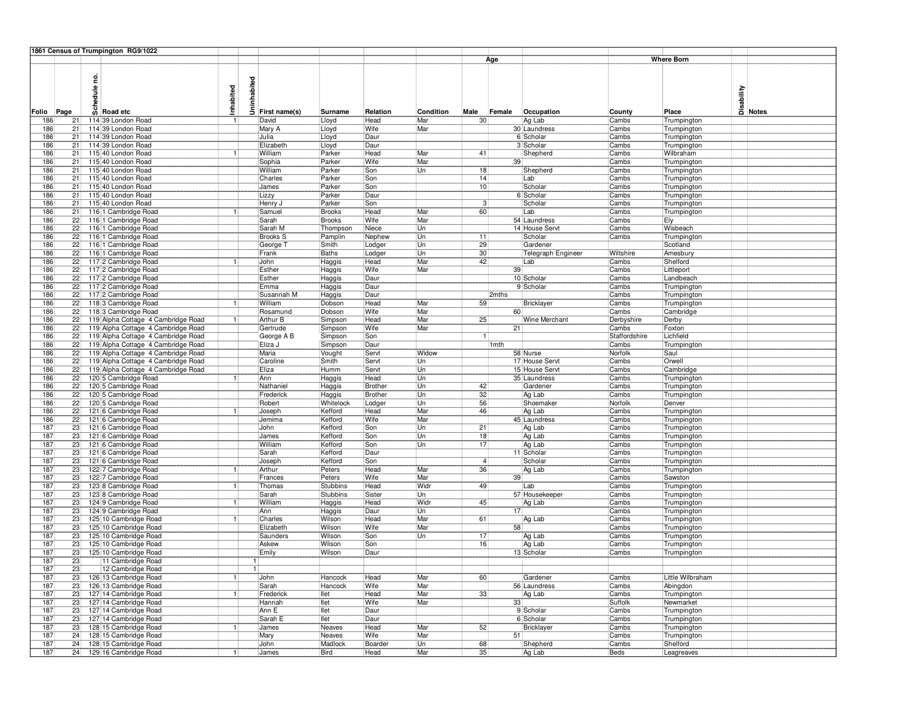**1861 Census of Trumpington RG9/1022**

| Folio | Page | Schedule no. | Road etc | Inhabited | Uninhabited | First name(s) | Surname | Relation | Condition | Age Male | Age Female | Occupation | Where Born County | Where Born Place | Disability | Notes |
|---|---|---|---|---|---|---|---|---|---|---|---|---|---|---|---|---|
| 186 | 21 | 114 | 39 London Road | 1 | | David | Lloyd | Head | Mar | 30 | | Ag Lab | Cambs | Trumpington | | |
| 186 | 21 | 114 | 39 London Road | | | Mary A | Lloyd | Wife | Mar | | 30 | Laundress | Cambs | Trumpington | | |
| 186 | 21 | 114 | 39 London Road | | | Julia | Lloyd | Daur | | | 6 | Scholar | Cambs | Trumpington | | |
| 186 | 21 | 114 | 39 London Road | | | Elizabeth | Lloyd | Daur | | | 3 | Scholar | Cambs | Trumpington | | |
| 186 | 21 | 115 | 40 London Road | 1 | | William | Parker | Head | Mar | 41 | | Shepherd | Cambs | Wilbraham | | |
| 186 | 21 | 115 | 40 London Road | | | Sophia | Parker | Wife | Mar | | 39 | | Cambs | Trumpington | | |
| 186 | 21 | 115 | 40 London Road | | | William | Parker | Son | Un | 18 | | Shepherd | Cambs | Trumpington | | |
| 186 | 21 | 115 | 40 London Road | | | Charles | Parker | Son | | 14 | | Lab | Cambs | Trumpington | | |
| 186 | 21 | 115 | 40 London Road | | | James | Parker | Son | | 10 | | Scholar | Cambs | Trumpington | | |
| 186 | 21 | 115 | 40 London Road | | | Lizzy | Parker | Daur | | | 6 | Scholar | Cambs | Trumpington | | |
| 186 | 21 | 115 | 40 London Road | | | Henry J | Parker | Son | | 3 | | Scholar | Cambs | Trumpington | | |
| 186 | 21 | 116 | 1 Cambridge Road | 1 | | Samuel | Brooks | Head | Mar | 60 | | Lab | Cambs | Trumpington | | |
| 186 | 22 | 116 | 1 Cambridge Road | | | Sarah | Brooks | Wife | Mar | | 54 | Laundress | Cambs | Ely | | |
| 186 | 22 | 116 | 1 Cambridge Road | | | Sarah M | Thompson | Niece | Un | | 14 | House Servt | Cambs | Wisbeach | | |
| 186 | 22 | 116 | 1 Cambridge Road | | | Brooks S | Pamplin | Nephew | Un | 11 | | Scholar | Cambs | Trumpington | | |
| 186 | 22 | 116 | 1 Cambridge Road | | | George T | Smith | Lodger | Un | 29 | | Gardener | | Scotland | | |
| 186 | 22 | 116 | 1 Cambridge Road | | | Frank | Baths | Lodger | Un | 30 | | Telegraph Engineer | Wiltshire | Amesbury | | |
| 186 | 22 | 117 | 2 Cambridge Road | 1 | | John | Haggis | Head | Mar | 42 | | Lab | Cambs | Shelford | | |
| 186 | 22 | 117 | 2 Cambridge Road | | | Esther | Haggis | Wife | Mar | | 39 | | Cambs | Littleport | | |
| 186 | 22 | 117 | 2 Cambridge Road | | | Esther | Haggis | Daur | | | 10 | Scholar | Cambs | Landbeach | | |
| 186 | 22 | 117 | 2 Cambridge Road | | | Emma | Haggis | Daur | | | 9 | Scholar | Cambs | Trumpington | | |
| 186 | 22 | 117 | 2 Cambridge Road | | | Susannah M | Haggis | Daur | | | 2mths | | Cambs | Trumpington | | |
| 186 | 22 | 118 | 3 Cambridge Road | 1 | | William | Dobson | Head | Mar | 59 | | Bricklayer | Cambs | Trumpington | | |
| 186 | 22 | 118 | 3 Cambridge Road | | | Rosamund | Dobson | Wife | Mar | | 60 | | Cambs | Cambridge | | |
| 186 | 22 | 119 | Alpha Cottage 4 Cambridge Road | 1 | | Arthur B | Simpson | Head | Mar | 25 | | Wine Merchant | Derbyshire | Derby | | |
| 186 | 22 | 119 | Alpha Cottage 4 Cambridge Road | | | Gertrude | Simpson | Wife | Mar | | 21 | | Cambs | Foxton | | |
| 186 | 22 | 119 | Alpha Cottage 4 Cambridge Road | | | George A B | Simpson | Son | | 1 | | | Staffordshire | Lichfield | | |
| 186 | 22 | 119 | Alpha Cottage 4 Cambridge Road | | | Eliza J | Simpson | Daur | | | 1mth | | Cambs | Trumpington | | |
| 186 | 22 | 119 | Alpha Cottage 4 Cambridge Road | | | Maria | Vought | Servt | Widow | | 58 | Nurse | Norfolk | Saul | | |
| 186 | 22 | 119 | Alpha Cottage 4 Cambridge Road | | | Caroline | Smith | Servt | Un | | 17 | House Servt | Cambs | Orwell | | |
| 186 | 22 | 119 | Alpha Cottage 4 Cambridge Road | | | Eliza | Humm | Servt | Un | | 15 | House Servt | Cambs | Cambridge | | |
| 186 | 22 | 120 | 5 Cambridge Road | 1 | | Ann | Haggis | Head | Un | | 35 | Laundress | Cambs | Trumpington | | |
| 186 | 22 | 120 | 5 Cambridge Road | | | Nathaniel | Haggis | Brother | Un | 42 | | Gardener | Cambs | Trumpington | | |
| 186 | 22 | 120 | 5 Cambridge Road | | | Frederick | Haggis | Brother | Un | 32 | | Ag Lab | Cambs | Trumpington | | |
| 186 | 22 | 120 | 5 Cambridge Road | | | Robert | Whitelock | Lodger | Un | 56 | | Shoemaker | Norfolk | Denver | | |
| 186 | 22 | 121 | 6 Cambridge Road | 1 | | Joseph | Kefford | Head | Mar | 46 | | Ag Lab | Cambs | Trumpington | | |
| 186 | 22 | 121 | 6 Cambridge Road | | | Jemima | Kefford | Wife | Mar | | 45 | Laundress | Cambs | Trumpington | | |
| 187 | 23 | 121 | 6 Cambridge Road | | | John | Kefford | Son | Un | 21 | | Ag Lab | Cambs | Trumpington | | |
| 187 | 23 | 121 | 6 Cambridge Road | | | James | Kefford | Son | Un | 18 | | Ag Lab | Cambs | Trumpington | | |
| 187 | 23 | 121 | 6 Cambridge Road | | | William | Kefford | Son | Un | 17 | | Ag Lab | Cambs | Trumpington | | |
| 187 | 23 | 121 | 6 Cambridge Road | | | Sarah | Kefford | Daur | | | 11 | Scholar | Cambs | Trumpington | | |
| 187 | 23 | 121 | 6 Cambridge Road | | | Joseph | Kefford | Son | | 4 | | Scholar | Cambs | Trumpington | | |
| 187 | 23 | 122 | 7 Cambridge Road | 1 | | Arthur | Peters | Head | Mar | 36 | | Ag Lab | Cambs | Trumpington | | |
| 187 | 23 | 122 | 7 Cambridge Road | | | Frances | Peters | Wife | Mar | | 39 | | Cambs | Sawston | | |
| 187 | 23 | 123 | 8 Cambridge Road | 1 | | Thomas | Stubbins | Head | Widr | 49 | | Lab | Cambs | Trumpington | | |
| 187 | 23 | 123 | 8 Cambridge Road | | | Sarah | Stubbins | Sister | Un | | 57 | Housekeeper | Cambs | Trumpington | | |
| 187 | 23 | 124 | 9 Cambridge Road | 1 | | William | Haggis | Head | Widr | 45 | | Ag Lab | Cambs | Trumpington | | |
| 187 | 23 | 124 | 9 Cambridge Road | | | Ann | Haggis | Daur | Un | | 17 | | Cambs | Trumpington | | |
| 187 | 23 | 125 | 10 Cambridge Road | 1 | | Charles | Wilson | Head | Mar | 61 | | Ag Lab | Cambs | Trumpington | | |
| 187 | 23 | 125 | 10 Cambridge Road | | | Elizabeth | Wilson | Wife | Mar | | 58 | | Cambs | Trumpington | | |
| 187 | 23 | 125 | 10 Cambridge Road | | | Saunders | Wilson | Son | Un | 17 | | Ag Lab | Cambs | Trumpington | | |
| 187 | 23 | 125 | 10 Cambridge Road | | | Askew | Wilson | Son | | 16 | | Ag Lab | Cambs | Trumpington | | |
| 187 | 23 | 125 | 10 Cambridge Road | | | Emily | Wilson | Daur | | | 13 | Scholar | Cambs | Trumpington | | |
| 187 | 23 | | 11 Cambridge Road | | 1 | | | | | | | | | | | |
| 187 | 23 | | 12 Cambridge Road | | 1 | | | | | | | | | | | |
| 187 | 23 | 126 | 13 Cambridge Road | 1 | | John | Hancock | Head | Mar | 60 | | Gardener | Cambs | Little Wilbraham | | |
| 187 | 23 | 126 | 13 Cambridge Road | | | Sarah | Hancock | Wife | Mar | | 56 | Laundress | Cambs | Abingdon | | |
| 187 | 23 | 127 | 14 Cambridge Road | 1 | | Frederick | Ilet | Head | Mar | 33 | | Ag Lab | Cambs | Trumpington | | |
| 187 | 23 | 127 | 14 Cambridge Road | | | Hannah | Ilet | Wife | Mar | | 33 | | Suffolk | Newmarket | | |
| 187 | 23 | 127 | 14 Cambridge Road | | | Ann E | Ilet | Daur | | | 9 | Scholar | Cambs | Trumpington | | |
| 187 | 23 | 127 | 14 Cambridge Road | | | Sarah E | Ilet | Daur | | | 6 | Scholar | Cambs | Trumpington | | |
| 187 | 23 | 128 | 15 Cambridge Road | 1 | | James | Neaves | Head | Mar | 52 | | Bricklayer | Cambs | Trumpington | | |
| 187 | 24 | 128 | 15 Cambridge Road | | | Mary | Neaves | Wife | Mar | | 51 | | Cambs | Trumpington | | |
| 187 | 24 | 128 | 15 Cambridge Road | | | John | Madlock | Boarder | Un | 68 | | Shepherd | Cambs | Shelford | | |
| 187 | 24 | 129 | 16 Cambridge Road | 1 | | James | Bird | Head | Mar | 35 | | Ag Lab | Beds | Leagreaves | | |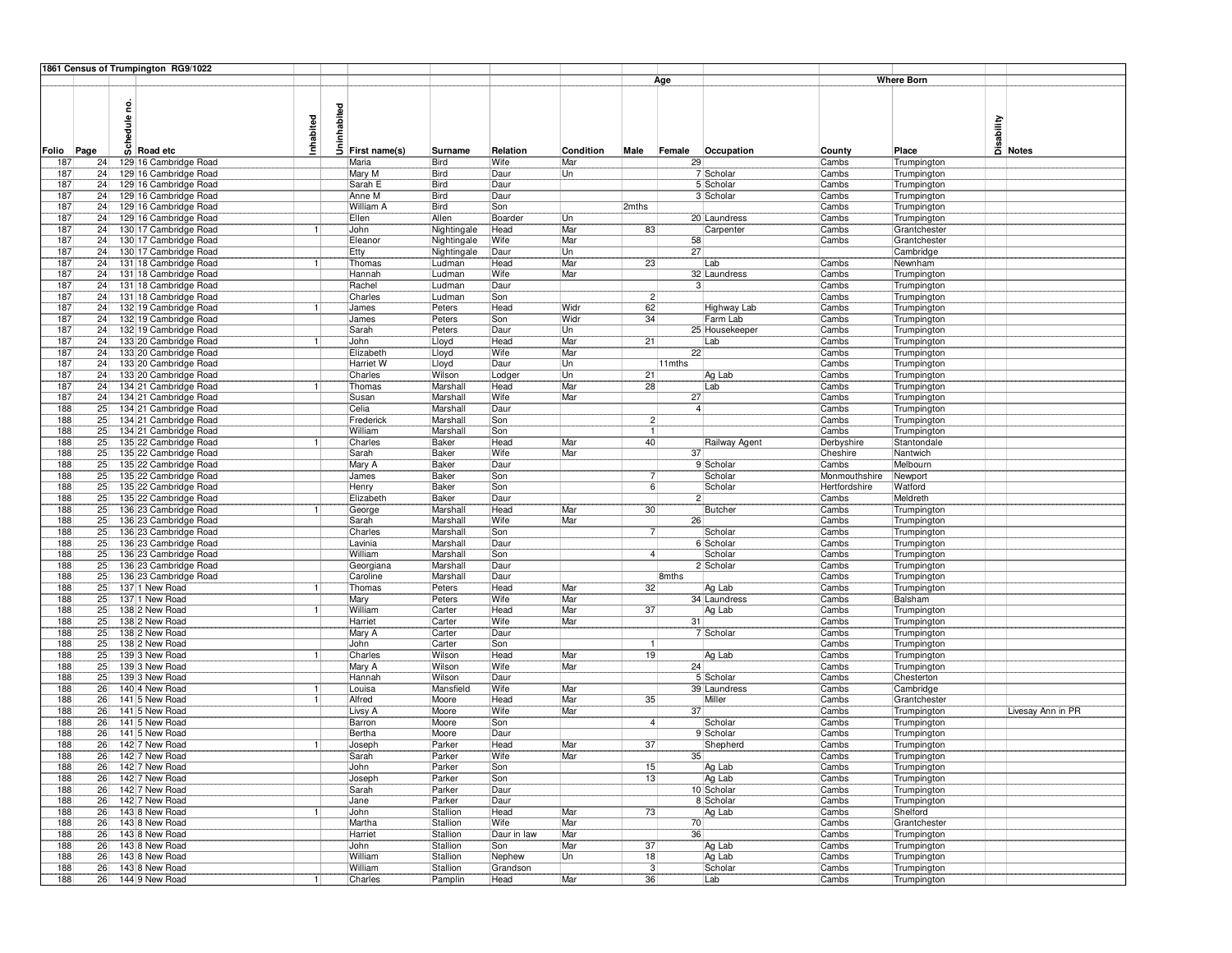**1861 Census of Trumpington RG9/1022**

| Folio | Page | Schedule no. | Road etc | Inhabited | Uninhabited | First name(s) | Surname | Relation | Condition | Age Male | Age Female | Occupation | Where Born County | Where Born Place | Disability | Notes |
|---|---|---|---|---|---|---|---|---|---|---|---|---|---|---|---|---|
| 187 | 24 | 129 | 16 Cambridge Road | | | Maria | Bird | Wife | Mar | | 29 | | Cambs | Trumpington | | |
| 187 | 24 | 129 | 16 Cambridge Road | | | Mary M | Bird | Daur | Un | | 7 | Scholar | Cambs | Trumpington | | |
| 187 | 24 | 129 | 16 Cambridge Road | | | Sarah E | Bird | Daur | | | 5 | Scholar | Cambs | Trumpington | | |
| 187 | 24 | 129 | 16 Cambridge Road | | | Anne M | Bird | Daur | | | 3 | Scholar | Cambs | Trumpington | | |
| 187 | 24 | 129 | 16 Cambridge Road | | | William A | Bird | Son | | 2mths | | | Cambs | Trumpington | | |
| 187 | 24 | 129 | 16 Cambridge Road | | | Ellen | Allen | Boarder | Un | | 20 | Laundress | Cambs | Trumpington | | |
| 187 | 24 | 130 | 17 Cambridge Road | 1 | | John | Nightingale | Head | Mar | 83 | | Carpenter | Cambs | Grantchester | | |
| 187 | 24 | 130 | 17 Cambridge Road | | | Eleanor | Nightingale | Wife | Mar | | 58 | | Cambs | Grantchester | | |
| 187 | 24 | 130 | 17 Cambridge Road | | | Etty | Nightingale | Daur | Un | | 27 | | | Cambridge | | |
| 187 | 24 | 131 | 18 Cambridge Road | 1 | | Thomas | Ludman | Head | Mar | 23 | | Lab | Cambs | Newnham | | |
| 187 | 24 | 131 | 18 Cambridge Road | | | Hannah | Ludman | Wife | Mar | | 32 | Laundress | Cambs | Trumpington | | |
| 187 | 24 | 131 | 18 Cambridge Road | | | Rachel | Ludman | Daur | | | 3 | | Cambs | Trumpington | | |
| 187 | 24 | 131 | 18 Cambridge Road | | | Charles | Ludman | Son | | 2 | | | Cambs | Trumpington | | |
| 187 | 24 | 132 | 19 Cambridge Road | 1 | | James | Peters | Head | Widr | 62 | | Highway Lab | Cambs | Trumpington | | |
| 187 | 24 | 132 | 19 Cambridge Road | | | James | Peters | Son | Widr | 34 | | Farm Lab | Cambs | Trumpington | | |
| 187 | 24 | 132 | 19 Cambridge Road | | | Sarah | Peters | Daur | Un | | 25 | Housekeeper | Cambs | Trumpington | | |
| 187 | 24 | 133 | 20 Cambridge Road | 1 | | John | Lloyd | Head | Mar | 21 | | Lab | Cambs | Trumpington | | |
| 187 | 24 | 133 | 20 Cambridge Road | | | Elizabeth | Lloyd | Wife | Mar | | 22 | | Cambs | Trumpington | | |
| 187 | 24 | 133 | 20 Cambridge Road | | | Harriet W | Lloyd | Daur | Un | | 11mths | | Cambs | Trumpington | | |
| 187 | 24 | 133 | 20 Cambridge Road | | | Charles | Wilson | Lodger | Un | 21 | | Ag Lab | Cambs | Trumpington | | |
| 187 | 24 | 134 | 21 Cambridge Road | 1 | | Thomas | Marshall | Head | Mar | 28 | | Lab | Cambs | Trumpington | | |
| 187 | 24 | 134 | 21 Cambridge Road | | | Susan | Marshall | Wife | Mar | | 27 | | Cambs | Trumpington | | |
| 188 | 25 | 134 | 21 Cambridge Road | | | Celia | Marshall | Daur | | | 4 | | Cambs | Trumpington | | |
| 188 | 25 | 134 | 21 Cambridge Road | | | Frederick | Marshall | Son | | 2 | | | Cambs | Trumpington | | |
| 188 | 25 | 134 | 21 Cambridge Road | | | William | Marshall | Son | | 1 | | | Cambs | Trumpington | | |
| 188 | 25 | 135 | 22 Cambridge Road | 1 | | Charles | Baker | Head | Mar | 40 | | Railway Agent | Derbyshire | Stantondale | | |
| 188 | 25 | 135 | 22 Cambridge Road | | | Sarah | Baker | Wife | Mar | | 37 | | Cheshire | Nantwich | | |
| 188 | 25 | 135 | 22 Cambridge Road | | | Mary A | Baker | Daur | | | 9 | Scholar | Cambs | Melbourn | | |
| 188 | 25 | 135 | 22 Cambridge Road | | | James | Baker | Son | | 7 | | Scholar | Monmouthshire | Newport | | |
| 188 | 25 | 135 | 22 Cambridge Road | | | Henry | Baker | Son | | 6 | | Scholar | Hertfordshire | Watford | | |
| 188 | 25 | 135 | 22 Cambridge Road | | | Elizabeth | Baker | Daur | | | 2 | | Cambs | Meldreth | | |
| 188 | 25 | 136 | 23 Cambridge Road | 1 | | George | Marshall | Head | Mar | 30 | | Butcher | Cambs | Trumpington | | |
| 188 | 25 | 136 | 23 Cambridge Road | | | Sarah | Marshall | Wife | Mar | | 26 | | Cambs | Trumpington | | |
| 188 | 25 | 136 | 23 Cambridge Road | | | Charles | Marshall | Son | | 7 | | Scholar | Cambs | Trumpington | | |
| 188 | 25 | 136 | 23 Cambridge Road | | | Lavinia | Marshall | Daur | | | 6 | Scholar | Cambs | Trumpington | | |
| 188 | 25 | 136 | 23 Cambridge Road | | | William | Marshall | Son | | 4 | | Scholar | Cambs | Trumpington | | |
| 188 | 25 | 136 | 23 Cambridge Road | | | Georgiana | Marshall | Daur | | | 2 | Scholar | Cambs | Trumpington | | |
| 188 | 25 | 136 | 23 Cambridge Road | | | Caroline | Marshall | Daur | | | 8mths | | Cambs | Trumpington | | |
| 188 | 25 | 137 | 1 New Road | 1 | | Thomas | Peters | Head | Mar | 32 | | Ag Lab | Cambs | Trumpington | | |
| 188 | 25 | 137 | 1 New Road | | | Mary | Peters | Wife | Mar | | 34 | Laundress | Cambs | Balsham | | |
| 188 | 25 | 138 | 2 New Road | 1 | | William | Carter | Head | Mar | 37 | | Ag Lab | Cambs | Trumpington | | |
| 188 | 25 | 138 | 2 New Road | | | Harriet | Carter | Wife | Mar | | 31 | | Cambs | Trumpington | | |
| 188 | 25 | 138 | 2 New Road | | | Mary A | Carter | Daur | | | 7 | Scholar | Cambs | Trumpington | | |
| 188 | 25 | 138 | 2 New Road | | | John | Carter | Son | | 1 | | | Cambs | Trumpington | | |
| 188 | 25 | 139 | 3 New Road | 1 | | Charles | Wilson | Head | Mar | 19 | | Ag Lab | Cambs | Trumpington | | |
| 188 | 25 | 139 | 3 New Road | | | Mary A | Wilson | Wife | Mar | | 24 | | Cambs | Trumpington | | |
| 188 | 25 | 139 | 3 New Road | | | Hannah | Wilson | Daur | | | 5 | Scholar | Cambs | Chesterton | | |
| 188 | 26 | 140 | 4 New Road | 1 | | Louisa | Mansfield | Wife | Mar | | 39 | Laundress | Cambs | Cambridge | | |
| 188 | 26 | 141 | 5 New Road | 1 | | Alfred | Moore | Head | Mar | 35 | | Miller | Cambs | Grantchester | | |
| 188 | 26 | 141 | 5 New Road | | | Livsy A | Moore | Wife | Mar | | 37 | | Cambs | Trumpington | | Livesay Ann in PR |
| 188 | 26 | 141 | 5 New Road | | | Barron | Moore | Son | | 4 | | Scholar | Cambs | Trumpington | | |
| 188 | 26 | 141 | 5 New Road | | | Bertha | Moore | Daur | | | 9 | Scholar | Cambs | Trumpington | | |
| 188 | 26 | 142 | 7 New Road | 1 | | Joseph | Parker | Head | Mar | 37 | | Shepherd | Cambs | Trumpington | | |
| 188 | 26 | 142 | 7 New Road | | | Sarah | Parker | Wife | Mar | | 35 | | Cambs | Trumpington | | |
| 188 | 26 | 142 | 7 New Road | | | John | Parker | Son | | 15 | | Ag Lab | Cambs | Trumpington | | |
| 188 | 26 | 142 | 7 New Road | | | Joseph | Parker | Son | | 13 | | Ag Lab | Cambs | Trumpington | | |
| 188 | 26 | 142 | 7 New Road | | | Sarah | Parker | Daur | | | 10 | Scholar | Cambs | Trumpington | | |
| 188 | 26 | 142 | 7 New Road | | | Jane | Parker | Daur | | | 8 | Scholar | Cambs | Trumpington | | |
| 188 | 26 | 143 | 8 New Road | 1 | | John | Stallion | Head | Mar | 73 | | Ag Lab | Cambs | Shelford | | |
| 188 | 26 | 143 | 8 New Road | | | Martha | Stallion | Wife | Mar | | 70 | | Cambs | Grantchester | | |
| 188 | 26 | 143 | 8 New Road | | | Harriet | Stallion | Daur in law | Mar | | 36 | | Cambs | Trumpington | | |
| 188 | 26 | 143 | 8 New Road | | | John | Stallion | Son | Mar | 37 | | Ag Lab | Cambs | Trumpington | | |
| 188 | 26 | 143 | 8 New Road | | | William | Stallion | Nephew | Un | 18 | | Ag Lab | Cambs | Trumpington | | |
| 188 | 26 | 143 | 8 New Road | | | William | Stallion | Grandson | | 3 | | Scholar | Cambs | Trumpington | | |
| 188 | 26 | 144 | 9 New Road | 1 | | Charles | Pamplin | Head | Mar | 36 | | Lab | Cambs | Trumpington | | |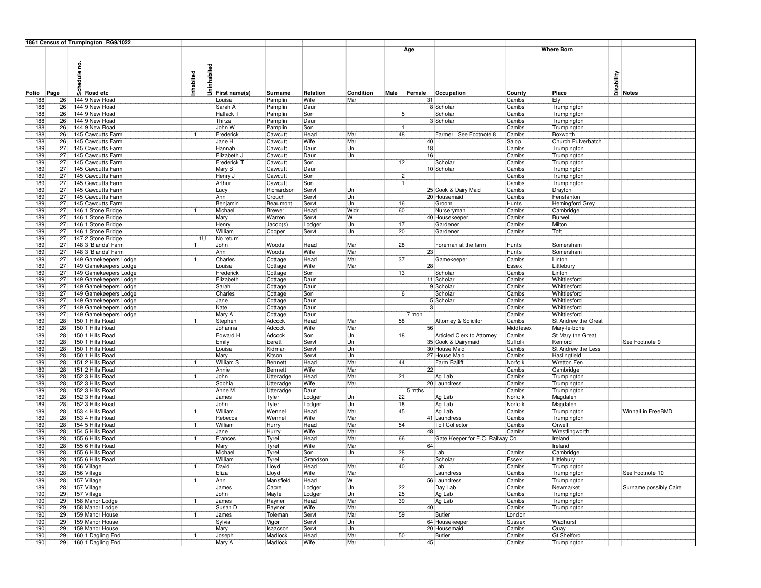## 1861 Census of Trumpington RG9/1022

| Folio | Page | Schedule no. | Road etc | Inhabited | Uninhabited | First name(s) | Surname | Relation | Condition | Age Male | Age Female | Occupation | Where Born County | Where Born Place | Disability | Notes |
|---|---|---|---|---|---|---|---|---|---|---|---|---|---|---|---|---|
| 188 | 26 | 144 | 9 New Road | | | Louisa | Pamplin | Wife | Mar | | 31 | | Cambs | Ely | | |
| 188 | 26 | 144 | 9 New Road | | | Sarah A | Pamplin | Daur | | | 8 | Scholar | Cambs | Trumpington | | |
| 188 | 26 | 144 | 9 New Road | | | Hallack T | Pamplin | Son | | 5 | | Scholar | Cambs | Trumpington | | |
| 188 | 26 | 144 | 9 New Road | | | Thirza | Pamplin | Daur | | | 3 | Scholar | Cambs | Trumpington | | |
| 188 | 26 | 144 | 9 New Road | | | John W | Pamplin | Son | | 1 | | | Cambs | Trumpington | | |
| 188 | 26 | 145 | Cawcutts Farm | 1 | | Frederick | Cawcutt | Head | Mar | 48 | | Farmer. See Footnote 8 | Cambs | Boxworth | | |
| 188 | 26 | 145 | Cawcutts Farm | | | Jane H | Cawcutt | Wife | Mar | | 40 | | Salop | Church Pulverbatch | | |
| 189 | 27 | 145 | Cawcutts Farm | | | Hannah | Cawcutt | Daur | Un | | 18 | | Cambs | Trumpington | | |
| 189 | 27 | 145 | Cawcutts Farm | | | Elizabeth J | Cawcutt | Daur | Un | | 16 | | Cambs | Trumpington | | |
| 189 | 27 | 145 | Cawcutts Farm | | | Frederick T | Cawcutt | Son | | 12 | | Scholar | Cambs | Trumpington | | |
| 189 | 27 | 145 | Cawcutts Farm | | | Mary B | Cawcutt | Daur | | | 10 | Scholar | Cambs | Trumpington | | |
| 189 | 27 | 145 | Cawcutts Farm | | | Henry J | Cawcutt | Son | | 2 | | | Cambs | Trumpington | | |
| 189 | 27 | 145 | Cawcutts Farm | | | Arthur | Cawcutt | Son | | 1 | | | Cambs | Trumpington | | |
| 189 | 27 | 145 | Cawcutts Farm | | | Lucy | Richardson | Servt | Un | | 25 | Cook & Dairy Maid | Cambs | Drayton | | |
| 189 | 27 | 145 | Cawcutts Farm | | | Ann | Crouch | Servt | Un | | 20 | Housemaid | Cambs | Fenstanton | | |
| 189 | 27 | 145 | Cawcutts Farm | | | Benjamin | Beaumont | Servt | Un | 16 | | Groom | Hunts | Hemingford Grey | | |
| 189 | 27 | 146 | 1 Stone Bridge | 1 | | Michael | Brewer | Head | Widr | 60 | | Nurseryman | Cambs | Cambridge | | |
| 189 | 27 | 146 | 1 Stone Bridge | | | Mary | Warren | Servt | W | | 40 | Housekeeper | Cambs | Burwell | | |
| 189 | 27 | 146 | 1 Stone Bridge | | | Henry | Jacob(s) | Lodger | Un | 17 | | Gardener | Cambs | Milton | | |
| 189 | 27 | 146 | 1 Stone Bridge | | | William | Cooper | Servt | Un | 20 | | Gardener | Cambs | Toft | | |
| 189 | 27 | 147 | 2 Stone Bridge | | 1U | No return | | | | | | | | | | |
| 189 | 27 | 148 | 3 'Blands' Farm | 1 | | John | Woods | Head | Mar | 28 | | Foreman at the farm | Hunts | Somersham | | |
| 189 | 27 | 148 | 3 'Blands' Farm | | | Ann | Woods | Wife | Mar | | 23 | | Hunts | Somersham | | |
| 189 | 27 | 149 | Gamekeepers Lodge | 1 | | Charles | Cottage | Head | Mar | 37 | | Gamekeeper | Cambs | Linton | | |
| 189 | 27 | 149 | Gamekeepers Lodge | | | Louisa | Cottage | Wife | Mar | | 28 | | Essex | Littlebury | | |
| 189 | 27 | 149 | Gamekeepers Lodge | | | Frederick | Cottage | Son | | 13 | | Scholar | Cambs | Linton | | |
| 189 | 27 | 149 | Gamekeepers Lodge | | | Elizabeth | Cottage | Daur | | | 11 | Scholar | Cambs | Whittlesford | | |
| 189 | 27 | 149 | Gamekeepers Lodge | | | Sarah | Cottage | Daur | | | 9 | Scholar | Cambs | Whittlesford | | |
| 189 | 27 | 149 | Gamekeepers Lodge | | | Charles | Cottage | Son | | 6 | | Scholar | Cambs | Whittlesford | | |
| 189 | 27 | 149 | Gamekeepers Lodge | | | Jane | Cottage | Daur | | | 5 | Scholar | Cambs | Whittlesford | | |
| 189 | 27 | 149 | Gamekeepers Lodge | | | Kate | Cottage | Daur | | | 3 | | Cambs | Whittlesford | | |
| 189 | 27 | 149 | Gamekeepers Lodge | | | Mary A | Cottage | Daur | | | 7 mon | | Cambs | Whittlesford | | |
| 189 | 28 | 150 | 1 Hills Road | 1 | | Stephen | Adcock | Head | Mar | 58 | | Attorney & Solicitor | Cambs | St Andrew the Great | | |
| 189 | 28 | 150 | 1 Hills Road | | | Johanna | Adcock | Wife | Mar | | 56 | | Middlesex | Mary-le-bone | | |
| 189 | 28 | 150 | 1 Hills Road | | | Edward H | Adcock | Son | Un | 18 | | Articled Clerk to Attorney | Cambs | St Mary the Great | | |
| 189 | 28 | 150 | 1 Hills Road | | | Emily | Eerett | Servt | Un | | 35 | Cook & Dairymaid | Suffolk | Kenford | | See Footnote 9 |
| 189 | 28 | 150 | 1 Hills Road | | | Louisa | Kidman | Servt | Un | | 30 | House Maid | Cambs | St Andrew the Less | | |
| 189 | 28 | 150 | 1 Hills Road | | | Mary | Kitson | Servt | Un | | 27 | House Maid | Cambs | Haslingfield | | |
| 189 | 28 | 151 | 2 Hills Road | 1 | | William S | Bennett | Head | Mar | 44 | | Farm Bailiff | Norfolk | Wretton Fen | | |
| 189 | 28 | 151 | 2 Hills Road | | | Annie | Bennett | Wife | Mar | | 22 | | Cambs | Cambridge | | |
| 189 | 28 | 152 | 3 Hills Road | 1 | | John | Utteradge | Head | Mar | 21 | | Ag Lab | Cambs | Trumpington | | |
| 189 | 28 | 152 | 3 Hills Road | | | Sophia | Utteradge | Wife | Mar | | 20 | Laundress | Cambs | Trumpington | | |
| 189 | 28 | 152 | 3 Hills Road | | | Anne M | Utteradge | Daur | | | 5 mths | | Cambs | Trumpington | | |
| 189 | 28 | 152 | 3 Hills Road | | | James | Tyler | Lodger | Un | 22 | | Ag Lab | Norfolk | Magdalen | | |
| 189 | 28 | 152 | 3 Hills Road | | | John | Tyler | Lodger | Un | 18 | | Ag Lab | Norfolk | Magdalen | | |
| 189 | 28 | 153 | 4 Hills Road | 1 | | William | Wennel | Head | Mar | 45 | | Ag Lab | Cambs | Trumpington | | Winnall in FreeBMD |
| 189 | 28 | 153 | 4 Hills Road | | | Rebecca | Wennel | Wife | Mar | | 41 | Laundress | Cambs | Trumpington | | |
| 189 | 28 | 154 | 5 Hills Road | 1 | | William | Hurry | Head | Mar | 54 | | Toll Collector | Cambs | Orwell | | |
| 189 | 28 | 154 | 5 Hills Road | | | Jane | Hurry | Wife | Mar | | 48 | | Cambs | Wrestlingworth | | |
| 189 | 28 | 155 | 6 Hills Road | 1 | | Frances | Tyrel | Head | Mar | 66 | | Gate Keeper for E.C. Railway Co. | | Ireland | | |
| 189 | 28 | 155 | 6 Hills Road | | | Mary | Tyrel | Wife | Mar | | 64 | | | Ireland | | |
| 189 | 28 | 155 | 6 Hills Road | | | Michael | Tyrel | Son | Un | 28 | | Lab | Cambs | Cambridge | | |
| 189 | 28 | 155 | 6 Hills Road | | | William | Tyrel | Grandson | | 6 | | Scholar | Essex | Littlebury | | |
| 189 | 28 | 156 | Village | 1 | | David | Lloyd | Head | Mar | 40 | | Lab | Cambs | Trumpington | | |
| 189 | 28 | 156 | Village | | | Eliza | Lloyd | Wife | Mar | | | Laundress | Cambs | Trumpington | | See Footnote 10 |
| 189 | 28 | 157 | Village | 1 | | Ann | Mansfield | Head | W | | 56 | Laundress | Cambs | Trumpington | | |
| 189 | 28 | 157 | Village | | | James | Cacre | Lodger | Un | 22 | | Day Lab | Cambs | Newmarket | | Surname possibly Caire |
| 190 | 29 | 157 | Village | | | John | Mayle | Lodger | Un | 25 | | Ag Lab | Cambs | Trumpington | | |
| 190 | 29 | 158 | Manor Lodge | 1 | | James | Rayner | Head | Mar | 39 | | Ag Lab | Cambs | Trumpington | | |
| 190 | 29 | 158 | Manor Lodge | | | Susan D | Rayner | Wife | Mar | | 40 | | Cambs | Trumpington | | |
| 190 | 29 | 159 | Manor House | 1 | | James | Toleman | Servt | Mar | 59 | | Butler | London | | | |
| 190 | 29 | 159 | Manor House | | | Sylvia | Vigor | Servt | Un | | 64 | Housekeeper | Sussex | Wadhurst | | |
| 190 | 29 | 159 | Manor House | | | Mary | Isaacson | Servt | Un | | 20 | Housemaid | Cambs | Quay | | |
| 190 | 29 | 160 | 1 Dagling End | 1 | | Joseph | Madlock | Head | Mar | 50 | | Butler | Cambs | Gt Shelford | | |
| 190 | 29 | 160 | 1 Dagling End | | | Mary A | Madlock | Wife | Mar | | 45 | | Cambs | Trumpington | | |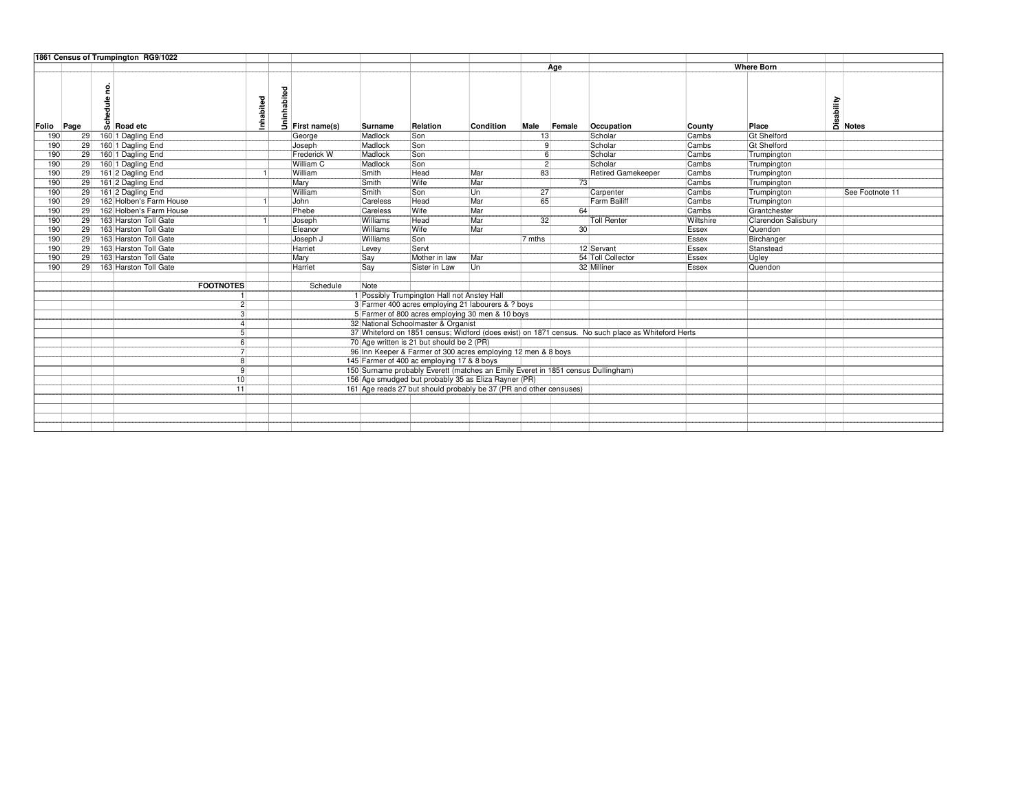**1861 Census of Trumpington RG9/1022**

| Folio | Page | Schedule no. | Road etc | Inhabited | Uninhabited | First name(s) | Surname | Relation | Condition | Age Male | Age Female | Occupation | Where Born County | Where Born Place | Disability | Notes |
|---|---|---|---|---|---|---|---|---|---|---|---|---|---|---|---|---|
| 190 | 29 | 160 | 1 Dagling End | | | George | Madlock | Son | | 13 | | Scholar | Cambs | Gt Shelford | | |
| 190 | 29 | 160 | 1 Dagling End | | | Joseph | Madlock | Son | | 9 | | Scholar | Cambs | Gt Shelford | | |
| 190 | 29 | 160 | 1 Dagling End | | | Frederick W | Madlock | Son | | 6 | | Scholar | Cambs | Trumpington | | |
| 190 | 29 | 160 | 1 Dagling End | | | William C | Madlock | Son | | 2 | | Scholar | Cambs | Trumpington | | |
| 190 | 29 | 161 | 2 Dagling End | 1 | | William | Smith | Head | Mar | 83 | | Retired Gamekeeper | Cambs | Trumpington | | |
| 190 | 29 | 161 | 2 Dagling End | | | Mary | Smith | Wife | Mar | | 73 | | Cambs | Trumpington | | |
| 190 | 29 | 161 | 2 Dagling End | | | William | Smith | Son | Un | 27 | | Carpenter | Cambs | Trumpington | | See Footnote 11 |
| 190 | 29 | 162 | Holben's Farm House | 1 | | John | Careless | Head | Mar | 65 | | Farm Bailiff | Cambs | Trumpington | | |
| 190 | 29 | 162 | Holben's Farm House | | | Phebe | Careless | Wife | Mar | | 64 | | Cambs | Grantchester | | |
| 190 | 29 | 163 | Harston Toll Gate | 1 | | Joseph | Williams | Head | Mar | 32 | | Toll Renter | Wiltshire | Clarendon Salisbury | | |
| 190 | 29 | 163 | Harston Toll Gate | | | Eleanor | Williams | Wife | Mar | | 30 | | Essex | Quendon | | |
| 190 | 29 | 163 | Harston Toll Gate | | | Joseph J | Williams | Son | | 7 mths | | | Essex | Birchanger | | |
| 190 | 29 | 163 | Harston Toll Gate | | | Harriet | Levey | Servt | | | 12 | Servant | Essex | Stanstead | | |
| 190 | 29 | 163 | Harston Toll Gate | | | Mary | Say | Mother in law | Mar | | 54 | Toll Collector | Essex | Ugley | | |
| 190 | 29 | 163 | Harston Toll Gate | | | Harriet | Say | Sister in Law | Un | | 32 | Milliner | Essex | Quendon | | |

| FOOTNOTES | Schedule | Note |
|---|---|---|
| 1 | 1 | Possibly Trumpington Hall not Anstey Hall |
| 2 | 3 | Farmer 400 acres employing 21 labourers & ? boys |
| 3 | 5 | Farmer of 800 acres employing 30 men & 10 boys |
| 4 | 32 | National Schoolmaster & Organist |
| 5 | 37 | Whiteford on 1851 census; Widford (does exist) on 1871 census. No such place as Whiteford Herts |
| 6 | 70 | Age written is 21 but should be 2 (PR) |
| 7 | 96 | Inn Keeper & Farmer of 300 acres employing 12 men & 8 boys |
| 8 | 145 | Farmer of 400 ac employing 17 & 8 boys |
| 9 | 150 | Surname probably Everett (matches an Emily Everet in 1851 census Dullingham) |
| 10 | 156 | Age smudged but probably 35 as Eliza Rayner (PR) |
| 11 | 161 | Age reads 27 but should probably be 37 (PR and other censuses) |